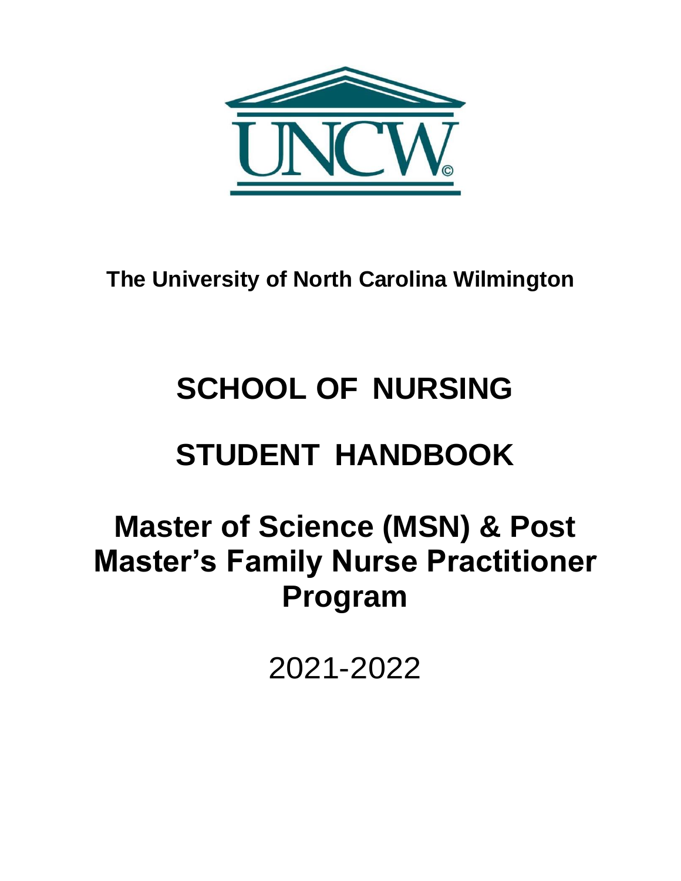UNCW

**The University of North Carolina Wilmington**

# SCHOOL OF NURSING

# STUDENT HANDBOOK

## Master of Science (MSN) & Post Master's Family Nurse Practitioner Program

2021-2022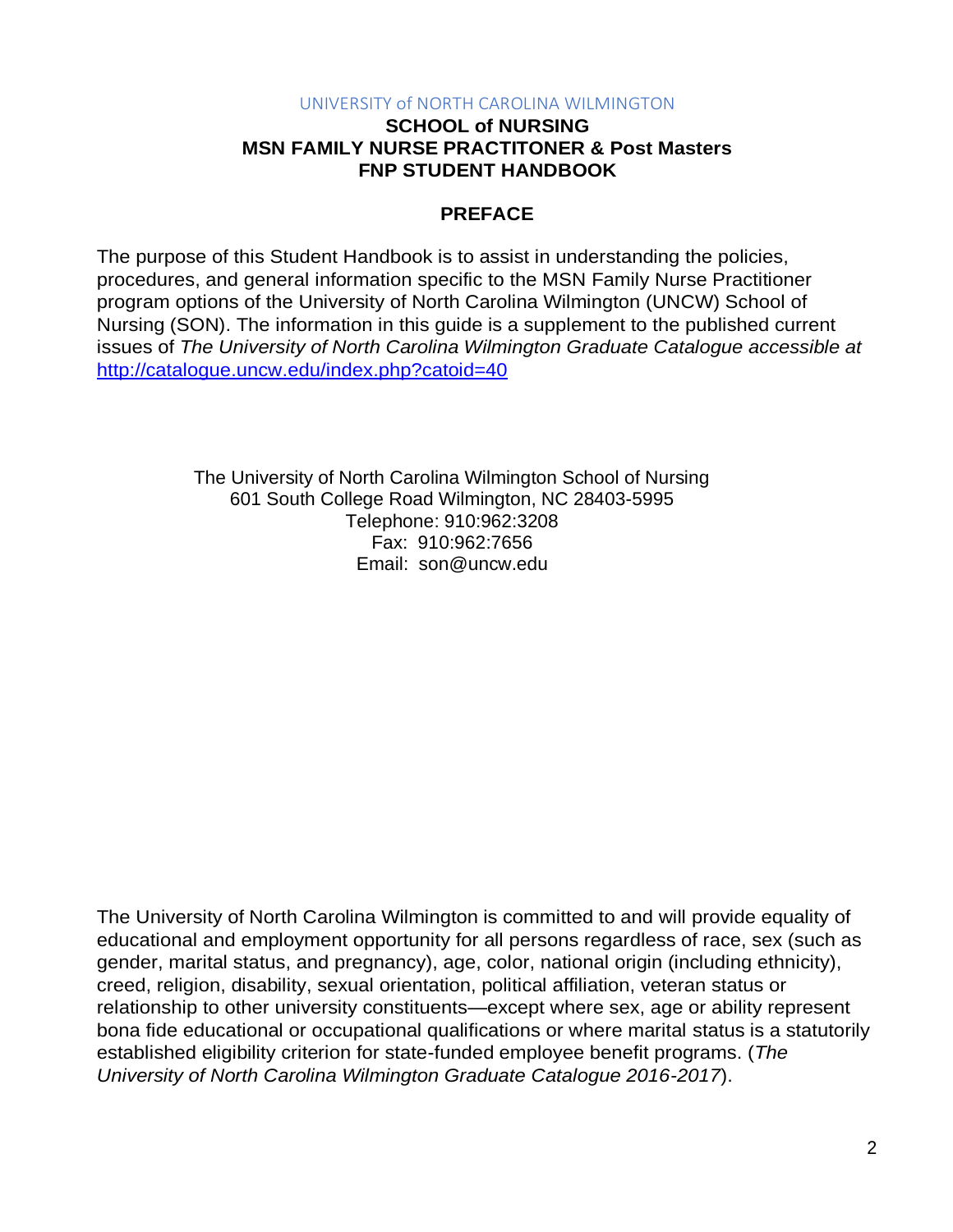UNIVERSITY of NORTH CAROLINA WILMINGTON

**SCHOOL of NURSING**
**MSN FAMILY NURSE PRACTITONER & Post Masters**
**FNP STUDENT HANDBOOK**

## PREFACE

The purpose of this Student Handbook is to assist in understanding the policies, procedures, and general information specific to the MSN Family Nurse Practitioner program options of the University of North Carolina Wilmington (UNCW) School of Nursing (SON). The information in this guide is a supplement to the published current issues of *The University of North Carolina Wilmington Graduate Catalogue accessible at* [http://catalogue.uncw.edu/index.php?catoid=40](http://catalogue.uncw.edu/index.php?catoid=40)

The University of North Carolina Wilmington School of Nursing
601 South College Road Wilmington, NC 28403-5995
Telephone: 910:962:3208
Fax: 910:962:7656
Email: son@uncw.edu

The University of North Carolina Wilmington is committed to and will provide equality of educational and employment opportunity for all persons regardless of race, sex (such as gender, marital status, and pregnancy), age, color, national origin (including ethnicity), creed, religion, disability, sexual orientation, political affiliation, veteran status or relationship to other university constituents—except where sex, age or ability represent bona fide educational or occupational qualifications or where marital status is a statutorily established eligibility criterion for state-funded employee benefit programs. (*The University of North Carolina Wilmington Graduate Catalogue 2016-2017*).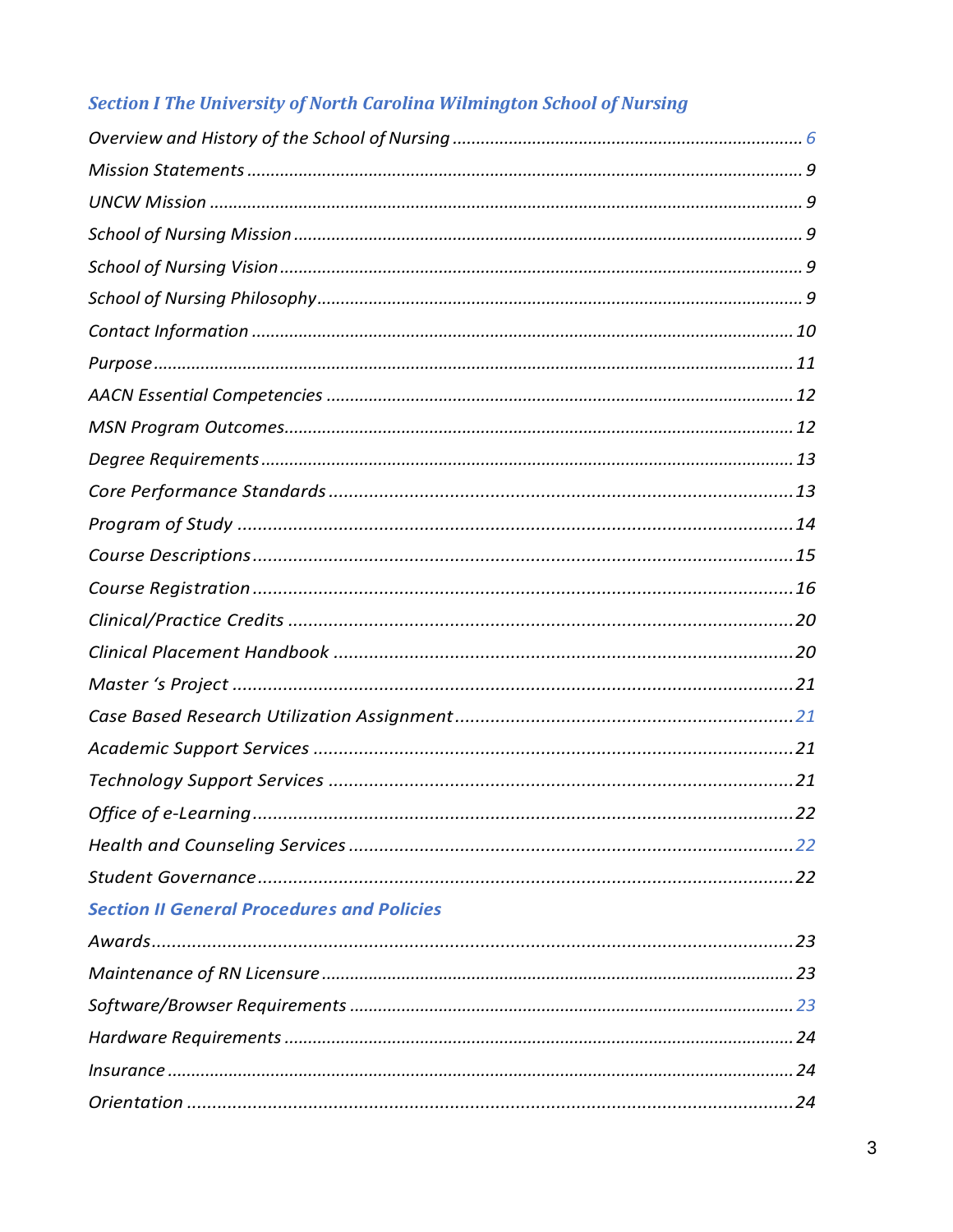## *Section I The University of North Carolina Wilmington School of Nursing*

*Overview and History of the School of Nursing* ........................................ 6
*Mission Statements* ........................................ 9
*UNCW Mission* ........................................ 9
*School of Nursing Mission* ........................................ 9
*School of Nursing Vision* ........................................ 9
*School of Nursing Philosophy* ........................................ 9
*Contact Information* ........................................ 10
*Purpose* ........................................ 11
*AACN Essential Competencies* ........................................ 12
*MSN Program Outcomes* ........................................ 12
*Degree Requirements* ........................................ 13
*Core Performance Standards* ........................................ 13
*Program of Study* ........................................ 14
*Course Descriptions* ........................................ 15
*Course Registration* ........................................ 16
*Clinical/Practice Credits* ........................................ 20
*Clinical Placement Handbook* ........................................ 20
*Master 's Project* ........................................ 21
*Case Based Research Utilization Assignment* ........................................ 21
*Academic Support Services* ........................................ 21
*Technology Support Services* ........................................ 21
*Office of e-Learning* ........................................ 22
*Health and Counseling Services* ........................................ 22
*Student Governance* ........................................ 22

## *Section II General Procedures and Policies*

*Awards* ........................................ 23
*Maintenance of RN Licensure* ........................................ 23
*Software/Browser Requirements* ........................................ 23
*Hardware Requirements* ........................................ 24
*Insurance* ........................................ 24
*Orientation* ........................................ 24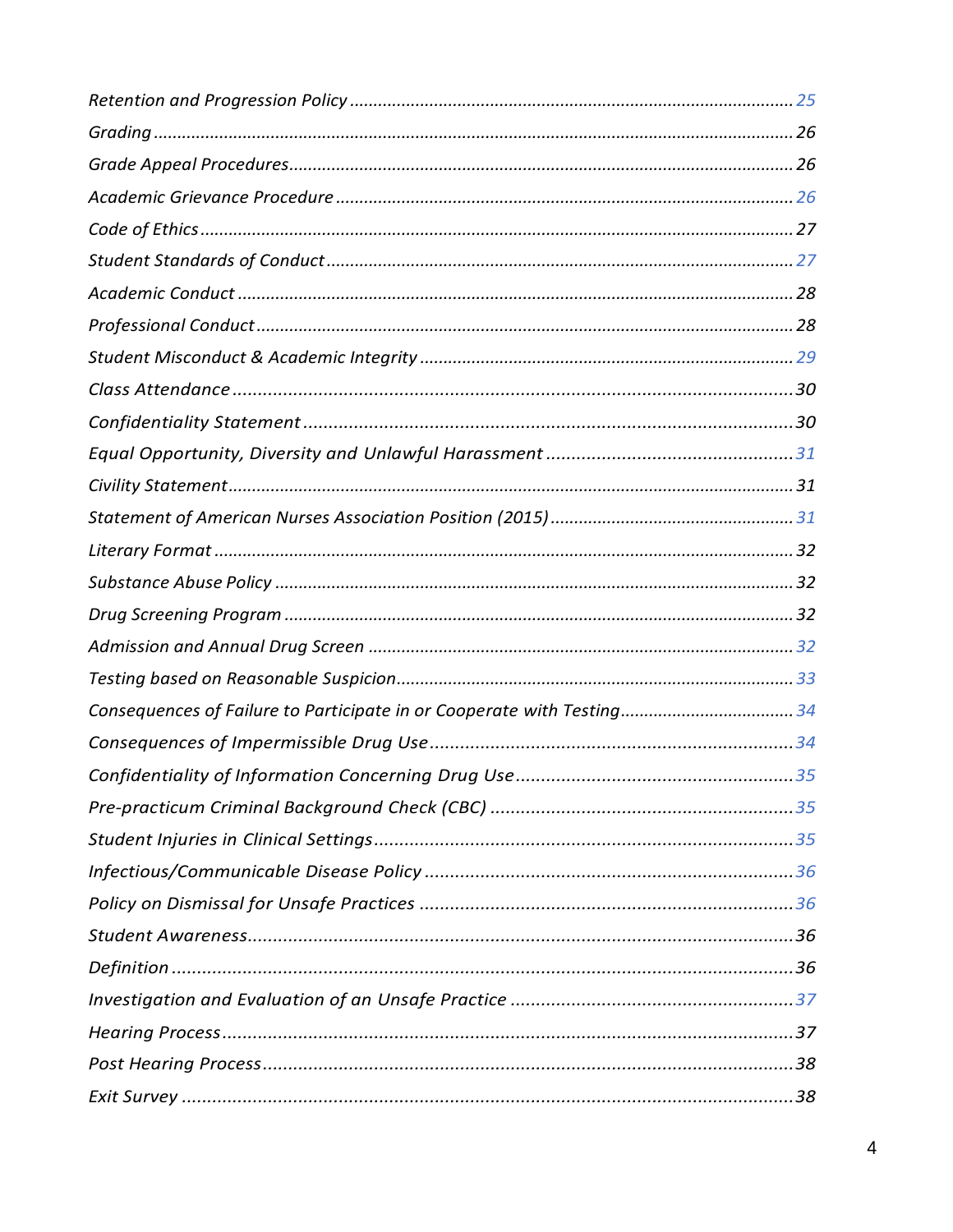*Retention and Progression Policy* ............................................................................................ 25

*Grading* ...................................................................................................................... 26

*Grade Appeal Procedures* ......................................................................................... 26

*Academic Grievance Procedure* ............................................................................... 26

*Code of Ethics* ........................................................................................................... 27

*Student Standards of Conduct* ................................................................................. 27

*Academic Conduct* .................................................................................................... 28

*Professional Conduct* ................................................................................................ 28

*Student Misconduct & Academic Integrity* ............................................................. 29

*Class Attendance* ...................................................................................................... 30

*Confidentiality Statement* ........................................................................................ 30

*Equal Opportunity, Diversity and Unlawful Harassment* ........................................ 31

*Civility Statement* ..................................................................................................... 31

*Statement of American Nurses Association Position (2015)* ................................. 31

*Literary Format* ......................................................................................................... 32

*Substance Abuse Policy* ............................................................................................ 32

*Drug Screening Program* .......................................................................................... 32

*Admission and Annual Drug Screen* ........................................................................ 32

*Testing based on Reasonable Suspicion* ................................................................. 33

*Consequences of Failure to Participate in or Cooperate with Testing* ................... 34

*Consequences of Impermissible Drug Use* .............................................................. 34

*Confidentiality of Information Concerning Drug Use* ............................................. 35

*Pre-practicum Criminal Background Check (CBC)* .................................................. 35

*Student Injuries in Clinical Settings* ......................................................................... 35

*Infectious/Communicable Disease Policy* ............................................................... 36

*Policy on Dismissal for Unsafe Practices* ................................................................ 36

*Student Awareness* ................................................................................................... 36

*Definition* .................................................................................................................. 36

*Investigation and Evaluation of an Unsafe Practice* ............................................... 37

*Hearing Process* ........................................................................................................ 37

*Post Hearing Process* ................................................................................................ 38

*Exit Survey* ................................................................................................................ 38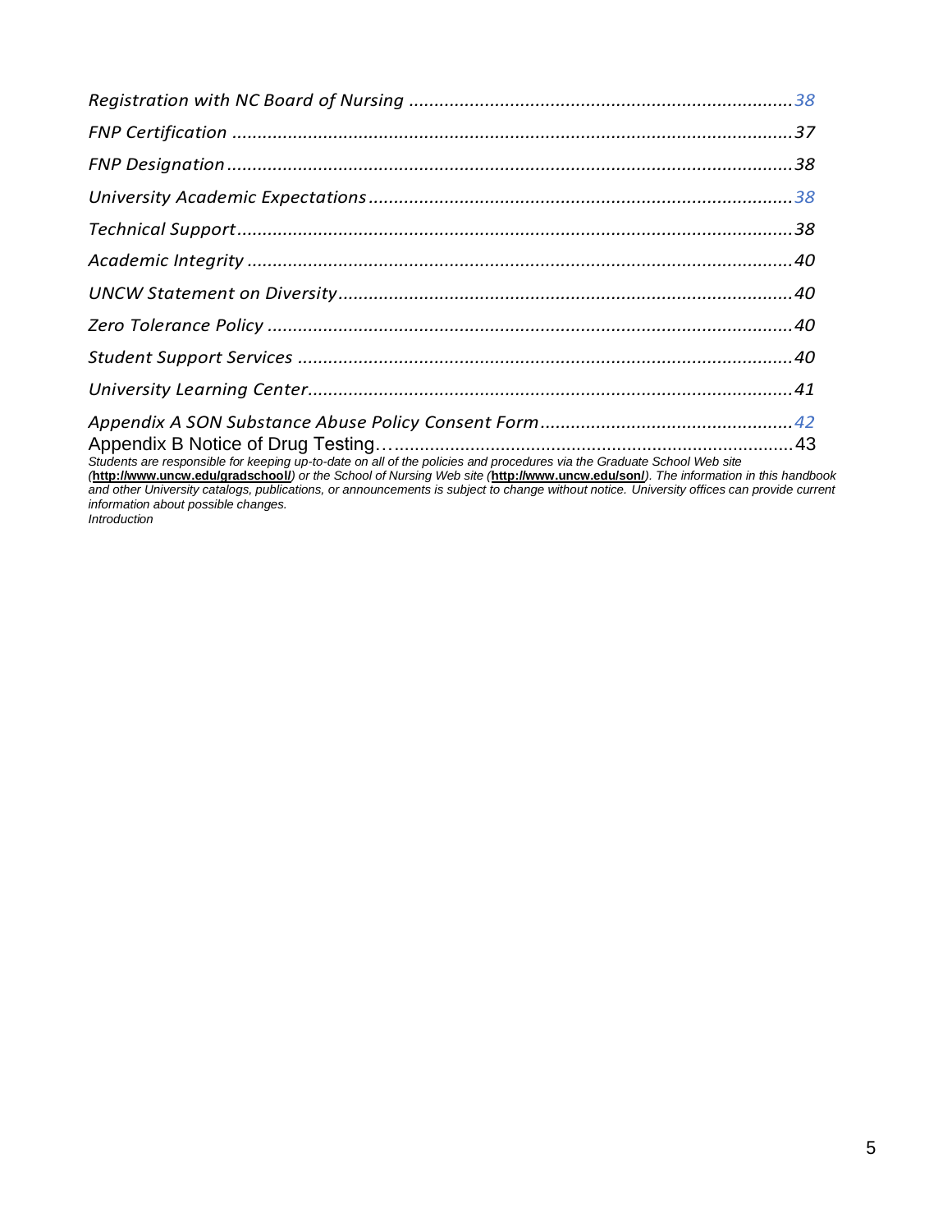*Registration with NC Board of Nursing* ........................................................................... *38*

*FNP Certification* .............................................................................................................. *37*

*FNP Designation* ............................................................................................................... *38*

*University Academic Expectations* .................................................................................. *38*

*Technical Support* ............................................................................................................. *38*

*Academic Integrity* ........................................................................................................... *40*

*UNCW Statement on Diversity* ......................................................................................... *40*

*Zero Tolerance Policy* ....................................................................................................... *40*

*Student Support Services* ................................................................................................. *40*

*University Learning Center* ............................................................................................... *41*

*Appendix A SON Substance Abuse Policy Consent Form* ................................................. *42*

Appendix B Notice of Drug Testing…............................................................................... 43

*Students are responsible for keeping up-to-date on all of the policies and procedures via the Graduate School Web site (**http://www.uncw.edu/gradschool/**) or the School of Nursing Web site (**http://www.uncw.edu/son/**). The information in this handbook and other University catalogs, publications, or announcements is subject to change without notice. University offices can provide current information about possible changes.*

*Introduction*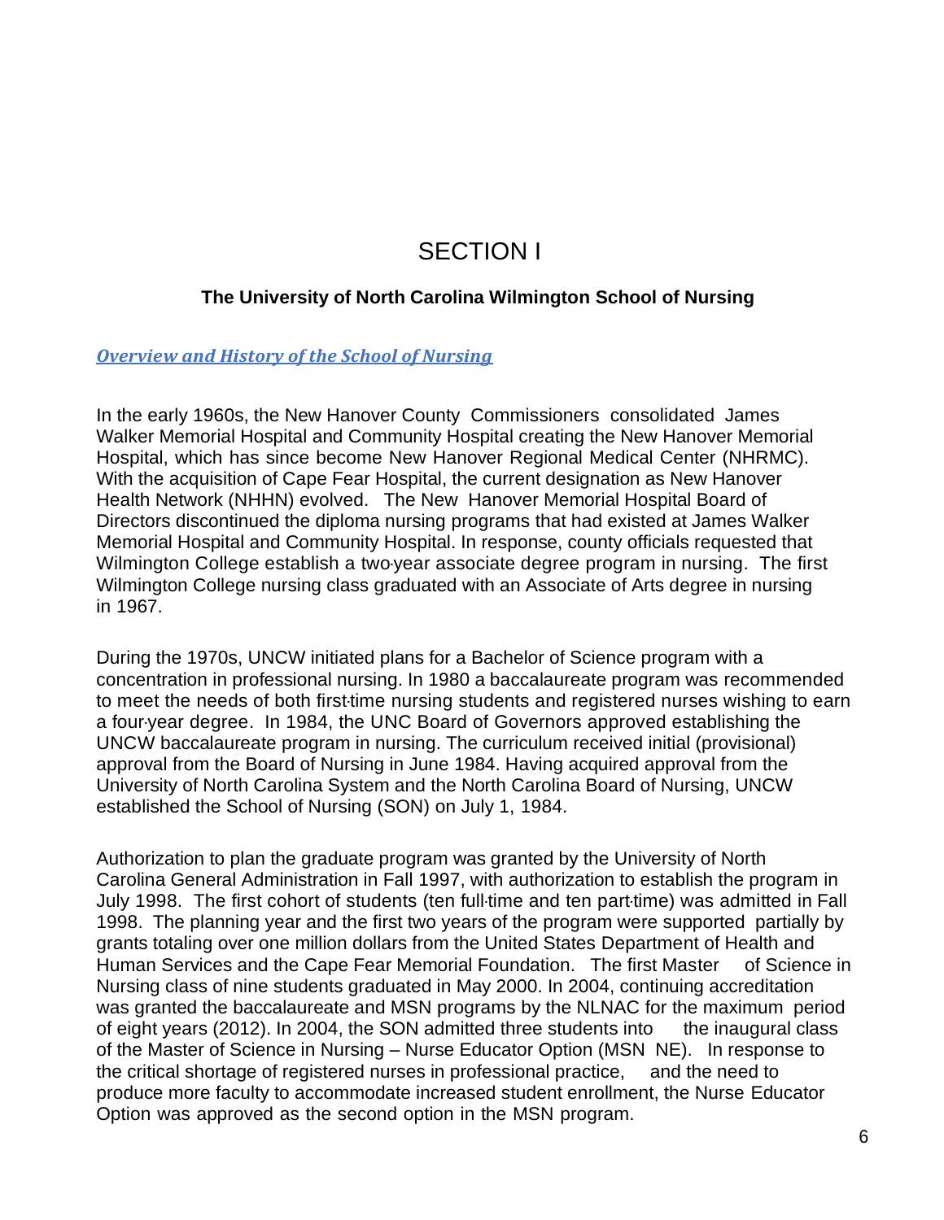# SECTION I

## The University of North Carolina Wilmington School of Nursing

### *Overview and History of the School of Nursing*

In the early 1960s, the New Hanover County Commissioners consolidated James Walker Memorial Hospital and Community Hospital creating the New Hanover Memorial Hospital, which has since become New Hanover Regional Medical Center (NHRMC). With the acquisition of Cape Fear Hospital, the current designation as New Hanover Health Network (NHHN) evolved. The New Hanover Memorial Hospital Board of Directors discontinued the diploma nursing programs that had existed at James Walker Memorial Hospital and Community Hospital. In response, county officials requested that Wilmington College establish a two-year associate degree program in nursing. The first Wilmington College nursing class graduated with an Associate of Arts degree in nursing in 1967.

During the 1970s, UNCW initiated plans for a Bachelor of Science program with a concentration in professional nursing. In 1980 a baccalaureate program was recommended to meet the needs of both first-time nursing students and registered nurses wishing to earn a four-year degree. In 1984, the UNC Board of Governors approved establishing the UNCW baccalaureate program in nursing. The curriculum received initial (provisional) approval from the Board of Nursing in June 1984. Having acquired approval from the University of North Carolina System and the North Carolina Board of Nursing, UNCW established the School of Nursing (SON) on July 1, 1984.

Authorization to plan the graduate program was granted by the University of North Carolina General Administration in Fall 1997, with authorization to establish the program in July 1998. The first cohort of students (ten full-time and ten part-time) was admitted in Fall 1998. The planning year and the first two years of the program were supported partially by grants totaling over one million dollars from the United States Department of Health and Human Services and the Cape Fear Memorial Foundation. The first Master of Science in Nursing class of nine students graduated in May 2000. In 2004, continuing accreditation was granted the baccalaureate and MSN programs by the NLNAC for the maximum period of eight years (2012). In 2004, the SON admitted three students into the inaugural class of the Master of Science in Nursing – Nurse Educator Option (MSN NE). In response to the critical shortage of registered nurses in professional practice, and the need to produce more faculty to accommodate increased student enrollment, the Nurse Educator Option was approved as the second option in the MSN program.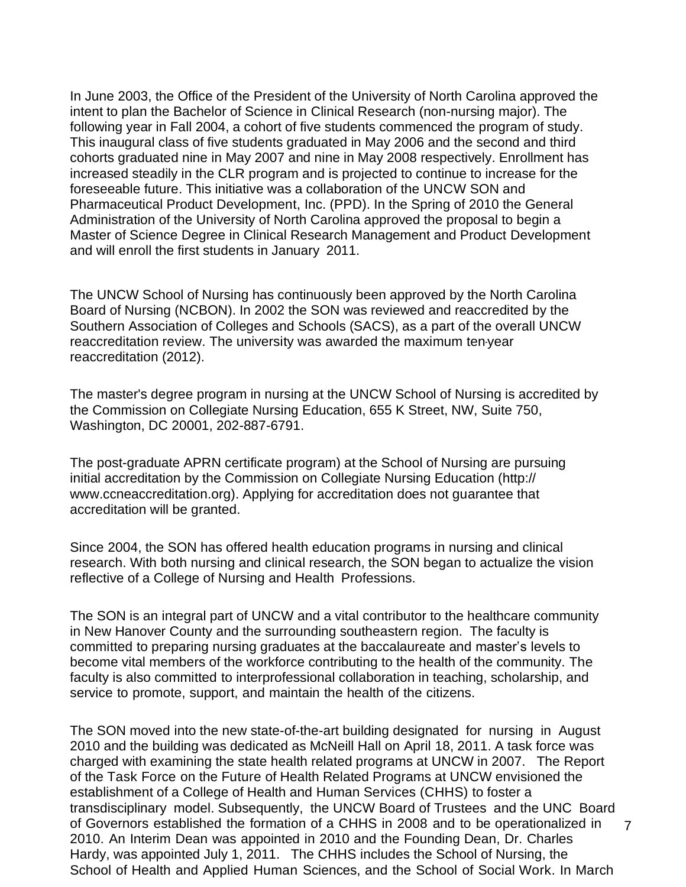In June 2003, the Office of the President of the University of North Carolina approved the intent to plan the Bachelor of Science in Clinical Research (non-nursing major). The following year in Fall 2004, a cohort of five students commenced the program of study. This inaugural class of five students graduated in May 2006 and the second and third cohorts graduated nine in May 2007 and nine in May 2008 respectively. Enrollment has increased steadily in the CLR program and is projected to continue to increase for the foreseeable future. This initiative was a collaboration of the UNCW SON and Pharmaceutical Product Development, Inc. (PPD). In the Spring of 2010 the General Administration of the University of North Carolina approved the proposal to begin a Master of Science Degree in Clinical Research Management and Product Development and will enroll the first students in January 2011.

The UNCW School of Nursing has continuously been approved by the North Carolina Board of Nursing (NCBON). In 2002 the SON was reviewed and reaccredited by the Southern Association of Colleges and Schools (SACS), as a part of the overall UNCW reaccreditation review. The university was awarded the maximum ten-year reaccreditation (2012).

The master's degree program in nursing at the UNCW School of Nursing is accredited by the Commission on Collegiate Nursing Education, 655 K Street, NW, Suite 750, Washington, DC 20001, 202-887-6791.

The post-graduate APRN certificate program) at the School of Nursing are pursuing initial accreditation by the Commission on Collegiate Nursing Education (http:// www.ccneaccreditation.org). Applying for accreditation does not guarantee that accreditation will be granted.

Since 2004, the SON has offered health education programs in nursing and clinical research. With both nursing and clinical research, the SON began to actualize the vision reflective of a College of Nursing and Health Professions.

The SON is an integral part of UNCW and a vital contributor to the healthcare community in New Hanover County and the surrounding southeastern region. The faculty is committed to preparing nursing graduates at the baccalaureate and master's levels to become vital members of the workforce contributing to the health of the community. The faculty is also committed to interprofessional collaboration in teaching, scholarship, and service to promote, support, and maintain the health of the citizens.

The SON moved into the new state-of-the-art building designated for nursing in August 2010 and the building was dedicated as McNeill Hall on April 18, 2011. A task force was charged with examining the state health related programs at UNCW in 2007. The Report of the Task Force on the Future of Health Related Programs at UNCW envisioned the establishment of a College of Health and Human Services (CHHS) to foster a transdisciplinary model. Subsequently, the UNCW Board of Trustees and the UNC Board of Governors established the formation of a CHHS in 2008 and to be operationalized in 2010. An Interim Dean was appointed in 2010 and the Founding Dean, Dr. Charles Hardy, was appointed July 1, 2011. The CHHS includes the School of Nursing, the School of Health and Applied Human Sciences, and the School of Social Work. In March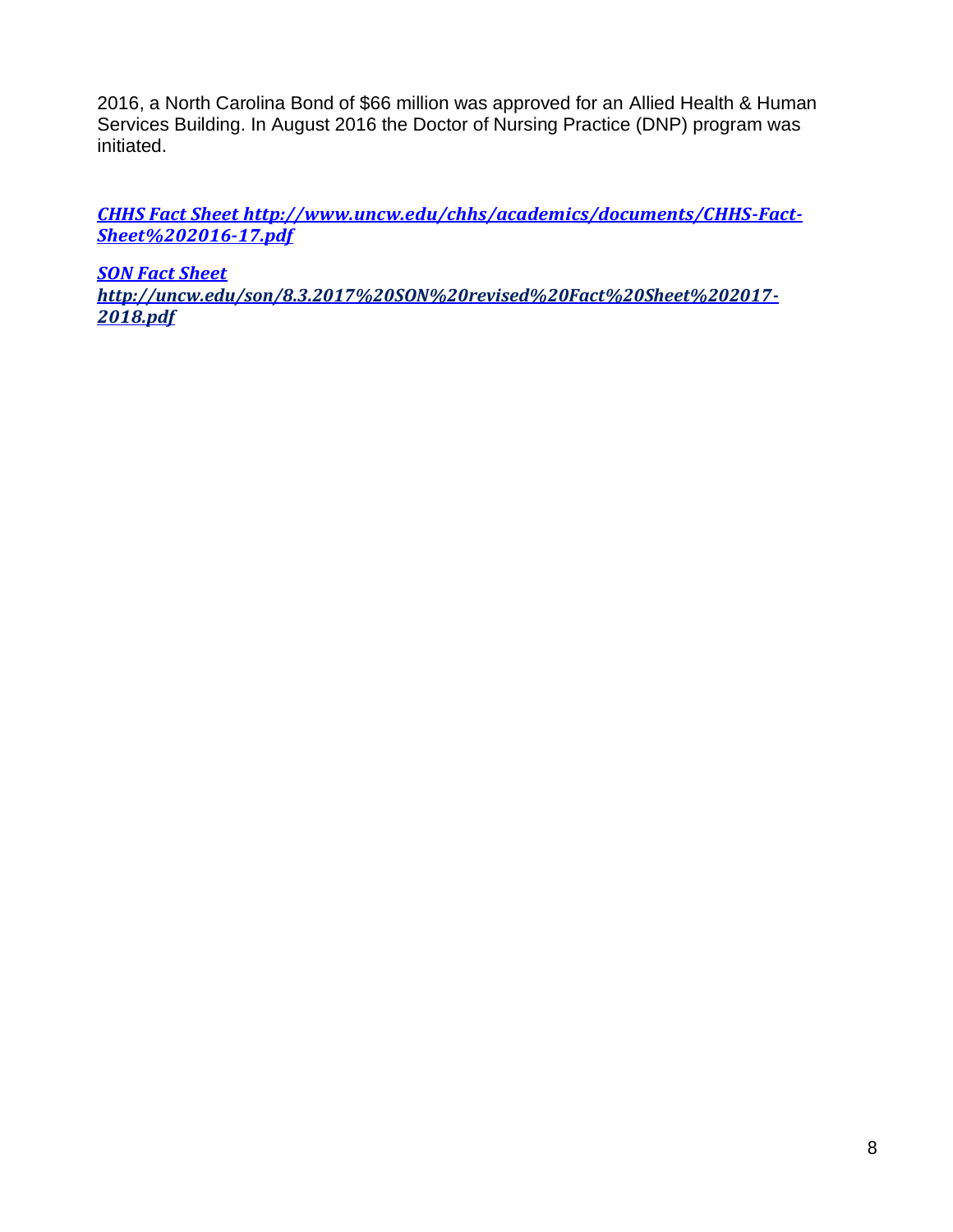2016, a North Carolina Bond of $66 million was approved for an Allied Health & Human Services Building. In August 2016 the Doctor of Nursing Practice (DNP) program was initiated.

***CHHS Fact Sheet http://www.uncw.edu/chhs/academics/documents/CHHS-Fact-Sheet%202016-17.pdf***

***SON Fact Sheet http://uncw.edu/son/8.3.2017%20SON%20revised%20Fact%20Sheet%202017-2018.pdf***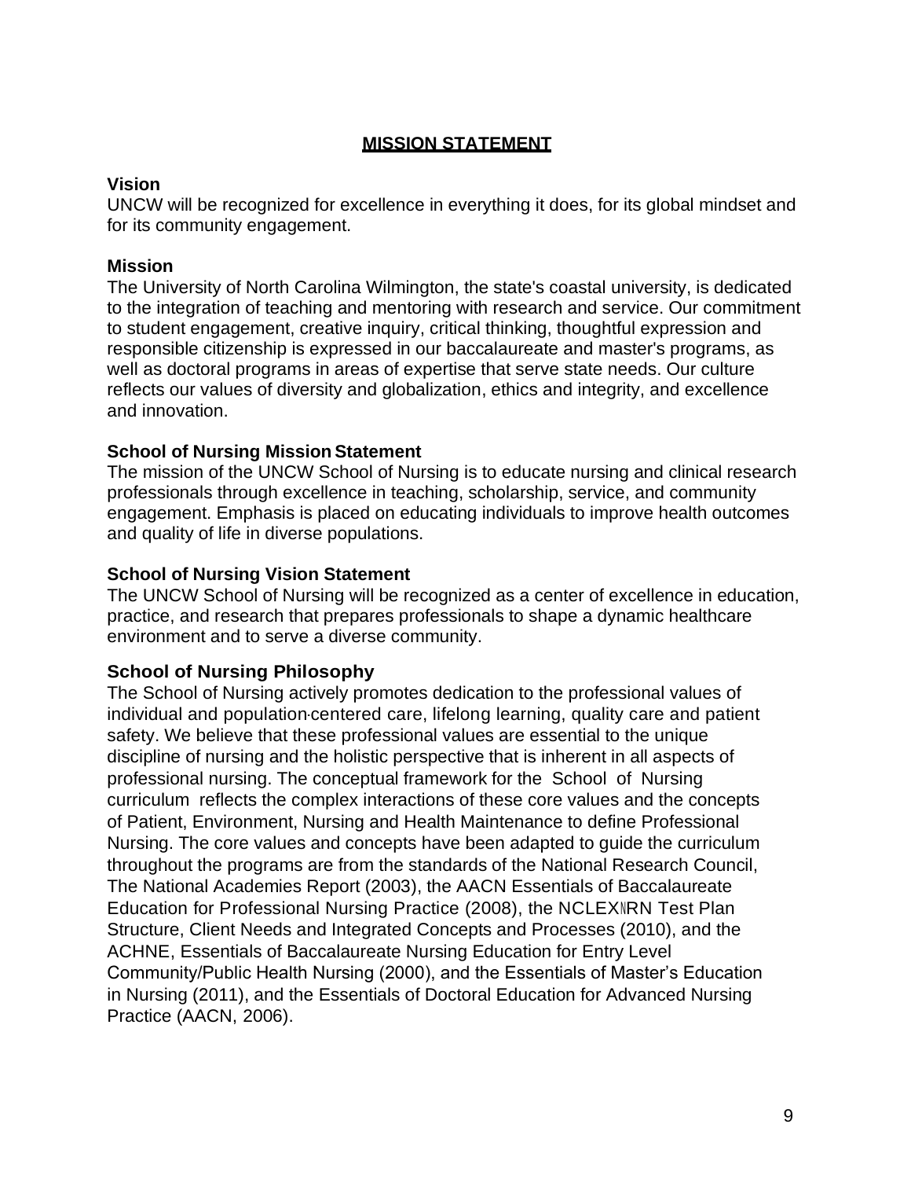# MISSION STATEMENT

**Vision**

UNCW will be recognized for excellence in everything it does, for its global mindset and for its community engagement.

**Mission**

The University of North Carolina Wilmington, the state's coastal university, is dedicated to the integration of teaching and mentoring with research and service. Our commitment to student engagement, creative inquiry, critical thinking, thoughtful expression and responsible citizenship is expressed in our baccalaureate and master's programs, as well as doctoral programs in areas of expertise that serve state needs. Our culture reflects our values of diversity and globalization, ethics and integrity, and excellence and innovation.

**School of Nursing Mission Statement**

The mission of the UNCW School of Nursing is to educate nursing and clinical research professionals through excellence in teaching, scholarship, service, and community engagement. Emphasis is placed on educating individuals to improve health outcomes and quality of life in diverse populations.

**School of Nursing Vision Statement**

The UNCW School of Nursing will be recognized as a center of excellence in education, practice, and research that prepares professionals to shape a dynamic healthcare environment and to serve a diverse community.

**School of Nursing Philosophy**

The School of Nursing actively promotes dedication to the professional values of individual and population-centered care, lifelong learning, quality care and patient safety. We believe that these professional values are essential to the unique discipline of nursing and the holistic perspective that is inherent in all aspects of professional nursing. The conceptual framework for the School of Nursing curriculum reflects the complex interactions of these core values and the concepts of Patient, Environment, Nursing and Health Maintenance to define Professional Nursing. The core values and concepts have been adapted to guide the curriculum throughout the programs are from the standards of the National Research Council, The National Academies Report (2003), the AACN Essentials of Baccalaureate Education for Professional Nursing Practice (2008), the NCLEX-RN Test Plan Structure, Client Needs and Integrated Concepts and Processes (2010), and the ACHNE, Essentials of Baccalaureate Nursing Education for Entry Level Community/Public Health Nursing (2000), and the Essentials of Master's Education in Nursing (2011), and the Essentials of Doctoral Education for Advanced Nursing Practice (AACN, 2006).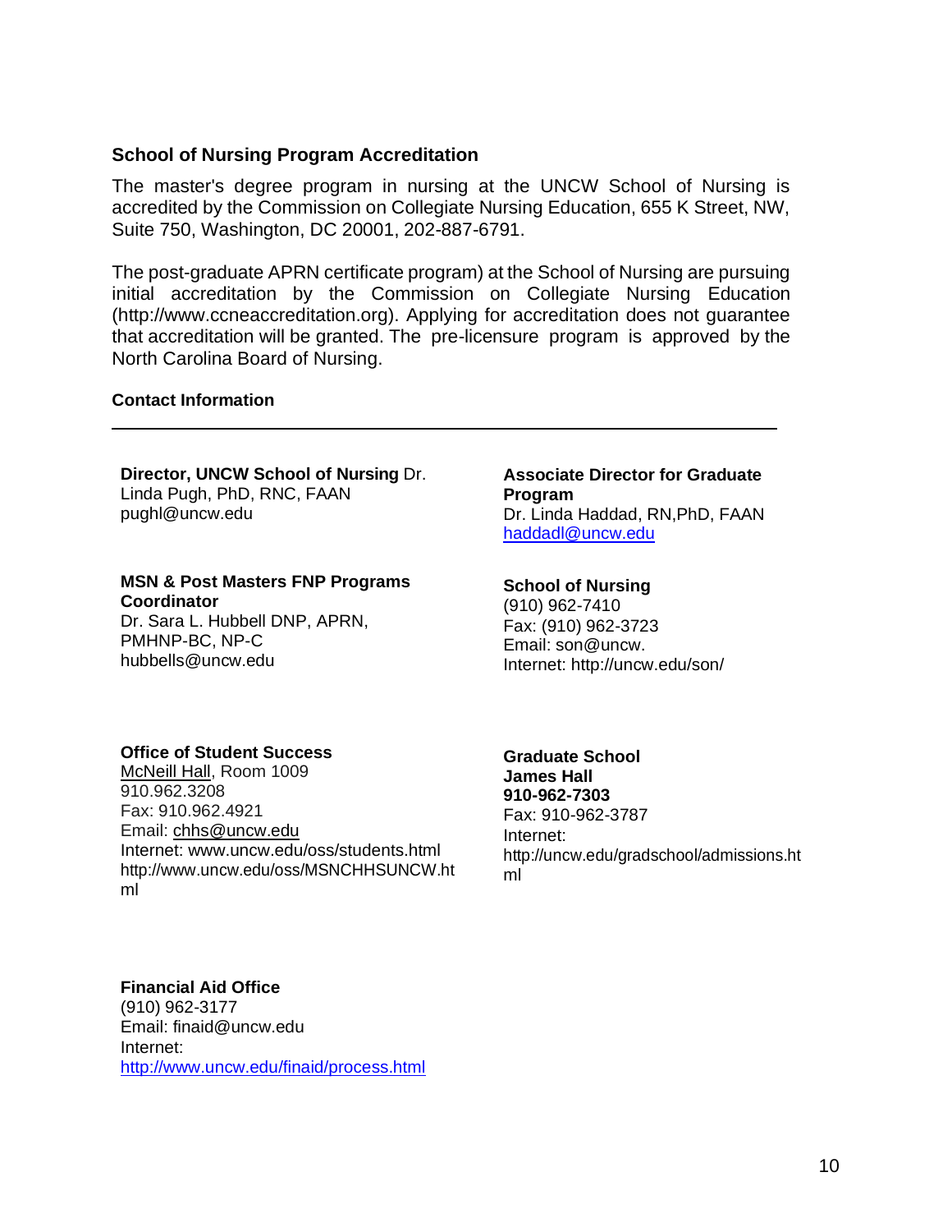## School of Nursing Program Accreditation

The master's degree program in nursing at the UNCW School of Nursing is accredited by the Commission on Collegiate Nursing Education, 655 K Street, NW, Suite 750, Washington, DC 20001, 202-887-6791.

The post-graduate APRN certificate program) at the School of Nursing are pursuing initial accreditation by the Commission on Collegiate Nursing Education (http://www.ccneaccreditation.org). Applying for accreditation does not guarantee that accreditation will be granted. The pre-licensure program is approved by the North Carolina Board of Nursing.

### Contact Information

---

**Director, UNCW School of Nursing** Dr. Linda Pugh, PhD, RNC, FAAN
pughl@uncw.edu

**Associate Director for Graduate Program**
Dr. Linda Haddad, RN,PhD, FAAN
haddadl@uncw.edu

**MSN & Post Masters FNP Programs Coordinator**
Dr. Sara L. Hubbell DNP, APRN, PMHNP-BC, NP-C
hubbells@uncw.edu

**School of Nursing**
(910) 962-7410
Fax: (910) 962-3723
Email: son@uncw.
Internet: http://uncw.edu/son/

**Office of Student Success**
McNeill Hall, Room 1009
910.962.3208
Fax: 910.962.4921
Email: chhs@uncw.edu
Internet: www.uncw.edu/oss/students.html
http://www.uncw.edu/oss/MSNCHHSUNCW.html

**Graduate School**
**James Hall**
**910-962-7303**
Fax: 910-962-3787
Internet:
http://uncw.edu/gradschool/admissions.html

**Financial Aid Office**
(910) 962-3177
Email: finaid@uncw.edu
Internet:
http://www.uncw.edu/finaid/process.html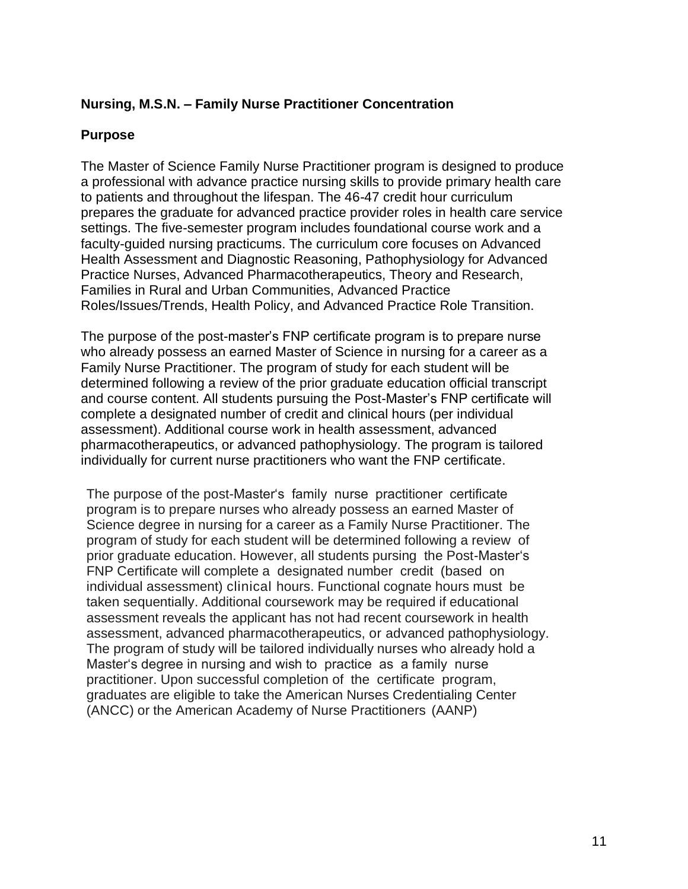**Nursing, M.S.N. – Family Nurse Practitioner Concentration**

**Purpose**

The Master of Science Family Nurse Practitioner program is designed to produce a professional with advance practice nursing skills to provide primary health care to patients and throughout the lifespan. The 46-47 credit hour curriculum prepares the graduate for advanced practice provider roles in health care service settings. The five-semester program includes foundational course work and a faculty-guided nursing practicums. The curriculum core focuses on Advanced Health Assessment and Diagnostic Reasoning, Pathophysiology for Advanced Practice Nurses, Advanced Pharmacotherapeutics, Theory and Research, Families in Rural and Urban Communities, Advanced Practice Roles/Issues/Trends, Health Policy, and Advanced Practice Role Transition.

The purpose of the post-master's FNP certificate program is to prepare nurse who already possess an earned Master of Science in nursing for a career as a Family Nurse Practitioner. The program of study for each student will be determined following a review of the prior graduate education official transcript and course content. All students pursuing the Post-Master's FNP certificate will complete a designated number of credit and clinical hours (per individual assessment). Additional course work in health assessment, advanced pharmacotherapeutics, or advanced pathophysiology. The program is tailored individually for current nurse practitioners who want the FNP certificate.

The purpose of the post-Master's family nurse practitioner certificate program is to prepare nurses who already possess an earned Master of Science degree in nursing for a career as a Family Nurse Practitioner. The program of study for each student will be determined following a review of prior graduate education. However, all students pursing the Post-Master's FNP Certificate will complete a designated number credit (based on individual assessment) clinical hours. Functional cognate hours must be taken sequentially. Additional coursework may be required if educational assessment reveals the applicant has not had recent coursework in health assessment, advanced pharmacotherapeutics, or advanced pathophysiology. The program of study will be tailored individually nurses who already hold a Master's degree in nursing and wish to practice as a family nurse practitioner. Upon successful completion of the certificate program, graduates are eligible to take the American Nurses Credentialing Center (ANCC) or the American Academy of Nurse Practitioners (AANP)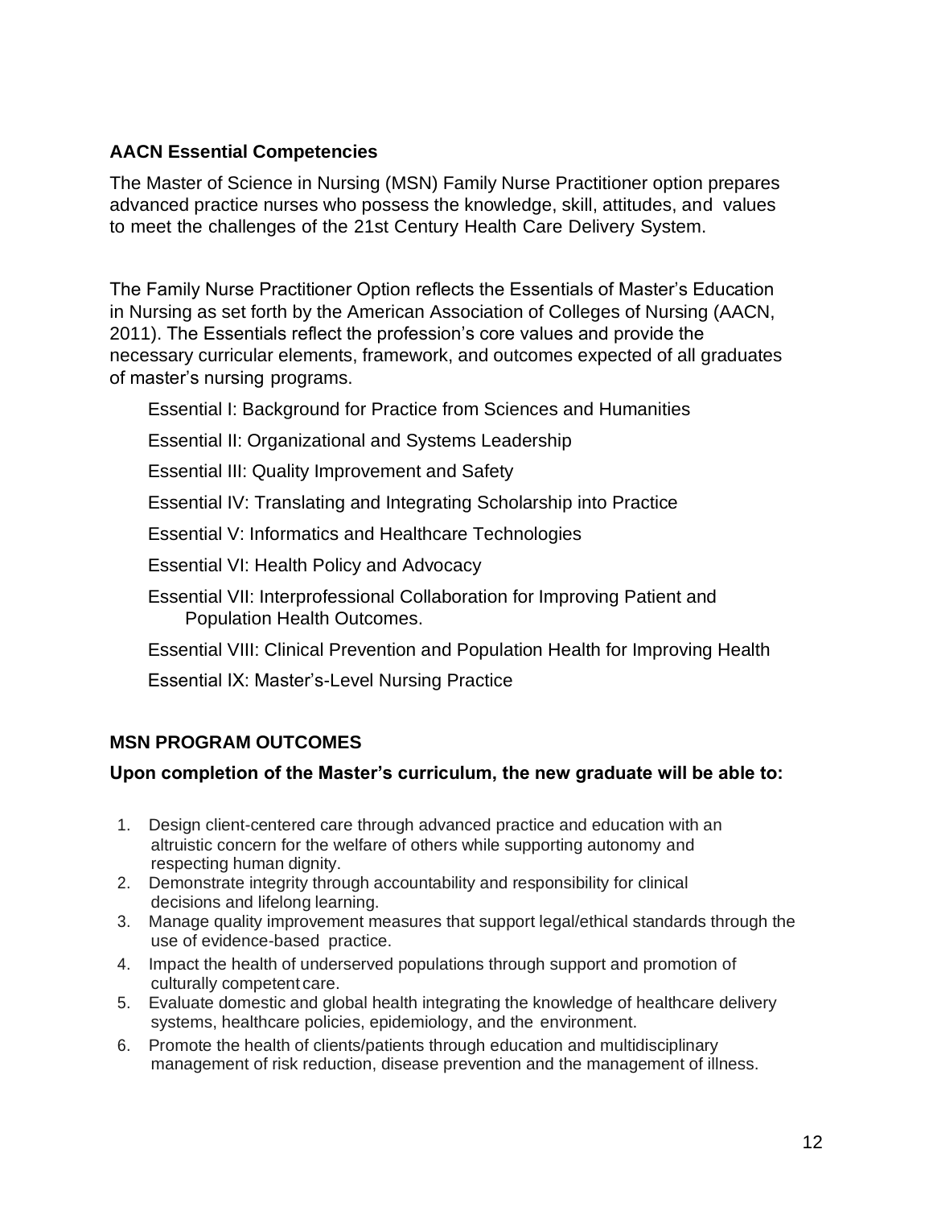## AACN Essential Competencies

The Master of Science in Nursing (MSN) Family Nurse Practitioner option prepares advanced practice nurses who possess the knowledge, skill, attitudes, and values to meet the challenges of the 21st Century Health Care Delivery System.

The Family Nurse Practitioner Option reflects the Essentials of Master's Education in Nursing as set forth by the American Association of Colleges of Nursing (AACN, 2011). The Essentials reflect the profession's core values and provide the necessary curricular elements, framework, and outcomes expected of all graduates of master's nursing programs.

Essential I: Background for Practice from Sciences and Humanities

Essential II: Organizational and Systems Leadership

Essential III: Quality Improvement and Safety

Essential IV: Translating and Integrating Scholarship into Practice

Essential V: Informatics and Healthcare Technologies

Essential VI: Health Policy and Advocacy

Essential VII: Interprofessional Collaboration for Improving Patient and Population Health Outcomes.

Essential VIII: Clinical Prevention and Population Health for Improving Health

Essential IX: Master's-Level Nursing Practice

## MSN PROGRAM OUTCOMES

**Upon completion of the Master's curriculum, the new graduate will be able to:**

1. Design client-centered care through advanced practice and education with an altruistic concern for the welfare of others while supporting autonomy and respecting human dignity.
2. Demonstrate integrity through accountability and responsibility for clinical decisions and lifelong learning.
3. Manage quality improvement measures that support legal/ethical standards through the use of evidence-based practice.
4. Impact the health of underserved populations through support and promotion of culturally competent care.
5. Evaluate domestic and global health integrating the knowledge of healthcare delivery systems, healthcare policies, epidemiology, and the environment.
6. Promote the health of clients/patients through education and multidisciplinary management of risk reduction, disease prevention and the management of illness.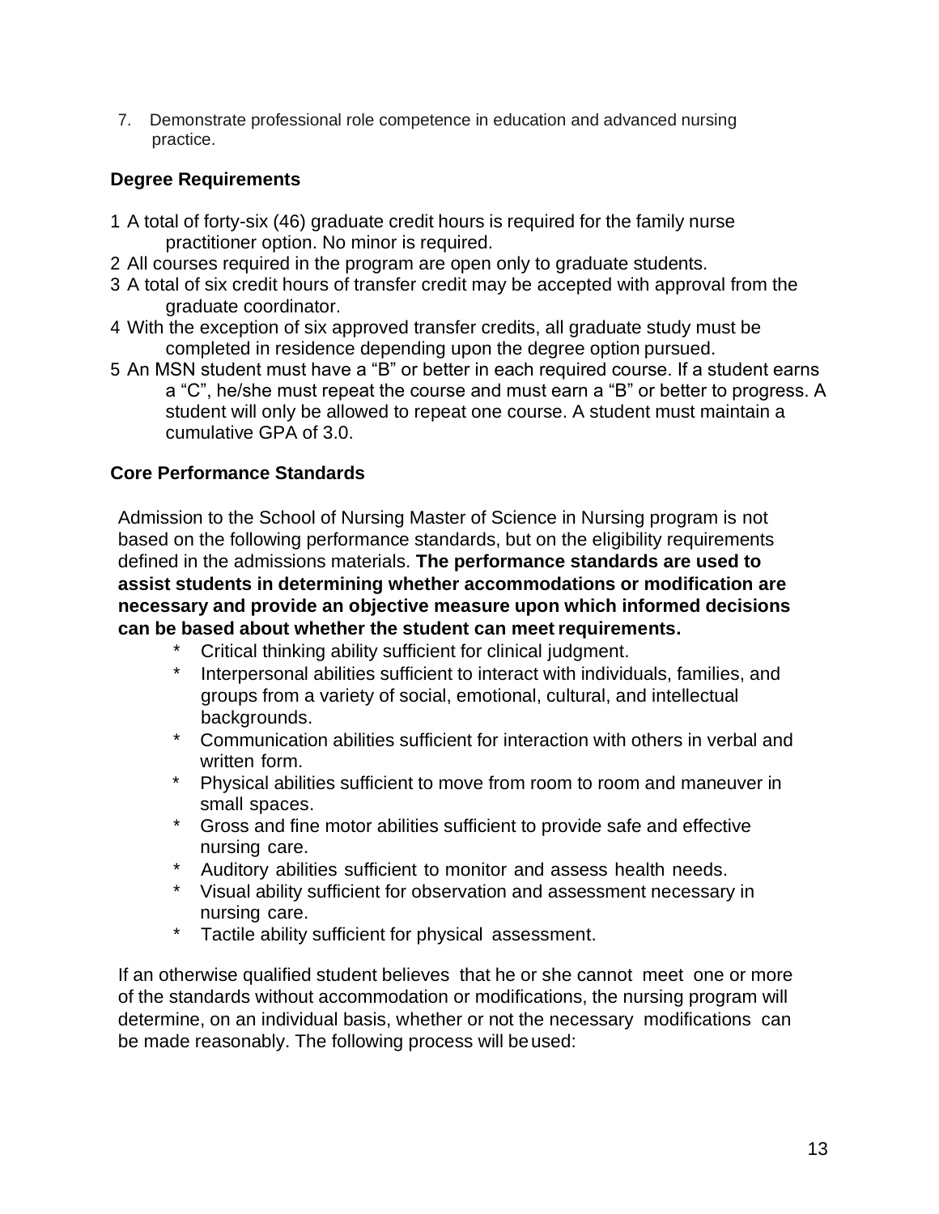7. Demonstrate professional role competence in education and advanced nursing practice.

## Degree Requirements

1. A total of forty-six (46) graduate credit hours is required for the family nurse practitioner option. No minor is required.
2. All courses required in the program are open only to graduate students.
3. A total of six credit hours of transfer credit may be accepted with approval from the graduate coordinator.
4. With the exception of six approved transfer credits, all graduate study must be completed in residence depending upon the degree option pursued.
5. An MSN student must have a "B" or better in each required course. If a student earns a "C", he/she must repeat the course and must earn a "B" or better to progress. A student will only be allowed to repeat one course. A student must maintain a cumulative GPA of 3.0.

## Core Performance Standards

Admission to the School of Nursing Master of Science in Nursing program is not based on the following performance standards, but on the eligibility requirements defined in the admissions materials. **The performance standards are used to assist students in determining whether accommodations or modification are necessary and provide an objective measure upon which informed decisions can be based about whether the student can meet requirements.**

- Critical thinking ability sufficient for clinical judgment.
- Interpersonal abilities sufficient to interact with individuals, families, and groups from a variety of social, emotional, cultural, and intellectual backgrounds.
- Communication abilities sufficient for interaction with others in verbal and written form.
- Physical abilities sufficient to move from room to room and maneuver in small spaces.
- Gross and fine motor abilities sufficient to provide safe and effective nursing care.
- Auditory abilities sufficient to monitor and assess health needs.
- Visual ability sufficient for observation and assessment necessary in nursing care.
- Tactile ability sufficient for physical assessment.

If an otherwise qualified student believes that he or she cannot meet one or more of the standards without accommodation or modifications, the nursing program will determine, on an individual basis, whether or not the necessary modifications can be made reasonably. The following process will be used: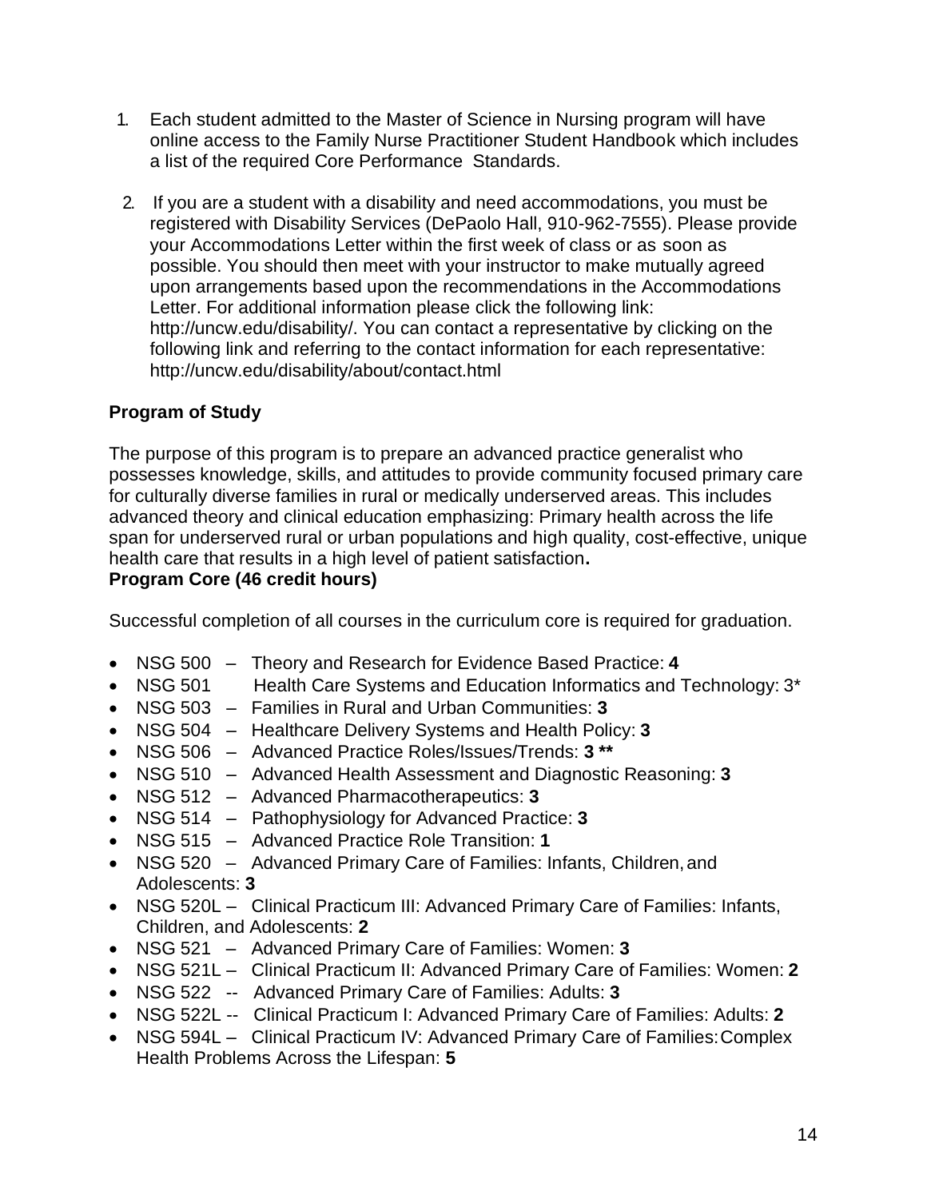1. Each student admitted to the Master of Science in Nursing program will have online access to the Family Nurse Practitioner Student Handbook which includes a list of the required Core Performance Standards.

2. If you are a student with a disability and need accommodations, you must be registered with Disability Services (DePaolo Hall, 910-962-7555). Please provide your Accommodations Letter within the first week of class or as soon as possible. You should then meet with your instructor to make mutually agreed upon arrangements based upon the recommendations in the Accommodations Letter. For additional information please click the following link: http://uncw.edu/disability/. You can contact a representative by clicking on the following link and referring to the contact information for each representative: http://uncw.edu/disability/about/contact.html

**Program of Study**

The purpose of this program is to prepare an advanced practice generalist who possesses knowledge, skills, and attitudes to provide community focused primary care for culturally diverse families in rural or medically underserved areas. This includes advanced theory and clinical education emphasizing: Primary health across the life span for underserved rural or urban populations and high quality, cost-effective, unique health care that results in a high level of patient satisfaction**.**

**Program Core (46 credit hours)**

Successful completion of all courses in the curriculum core is required for graduation.

- NSG 500 – Theory and Research for Evidence Based Practice: **4**
- NSG 501 Health Care Systems and Education Informatics and Technology: 3*
- NSG 503 – Families in Rural and Urban Communities: **3**
- NSG 504 – Healthcare Delivery Systems and Health Policy: **3**
- NSG 506 – Advanced Practice Roles/Issues/Trends: **3 ****
- NSG 510 – Advanced Health Assessment and Diagnostic Reasoning: **3**
- NSG 512 – Advanced Pharmacotherapeutics: **3**
- NSG 514 – Pathophysiology for Advanced Practice: **3**
- NSG 515 – Advanced Practice Role Transition: **1**
- NSG 520 – Advanced Primary Care of Families: Infants, Children, and Adolescents: **3**
- NSG 520L – Clinical Practicum III: Advanced Primary Care of Families: Infants, Children, and Adolescents: **2**
- NSG 521 – Advanced Primary Care of Families: Women: **3**
- NSG 521L – Clinical Practicum II: Advanced Primary Care of Families: Women: **2**
- NSG 522 -- Advanced Primary Care of Families: Adults: **3**
- NSG 522L -- Clinical Practicum I: Advanced Primary Care of Families: Adults: **2**
- NSG 594L – Clinical Practicum IV: Advanced Primary Care of Families: Complex Health Problems Across the Lifespan: **5**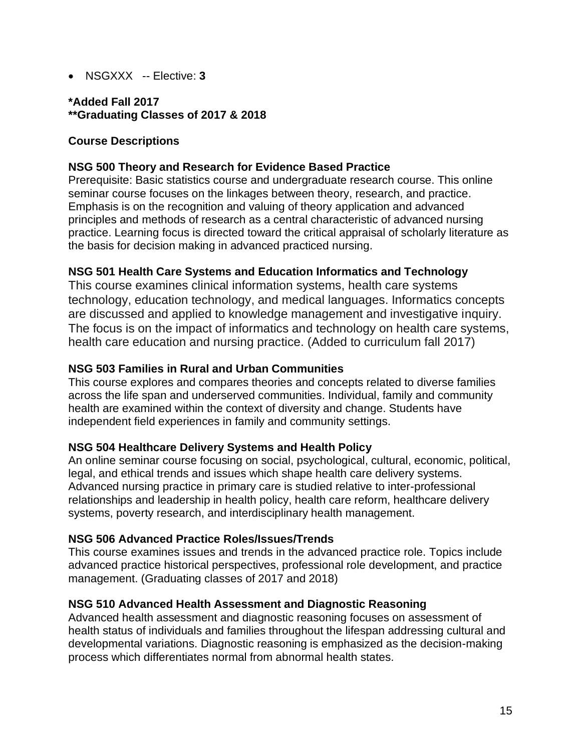- NSGXXX -- Elective: **3**

**\*Added Fall 2017**
**\*\*Graduating Classes of 2017 & 2018**

## Course Descriptions

### NSG 500 Theory and Research for Evidence Based Practice

Prerequisite: Basic statistics course and undergraduate research course. This online seminar course focuses on the linkages between theory, research, and practice. Emphasis is on the recognition and valuing of theory application and advanced principles and methods of research as a central characteristic of advanced nursing practice. Learning focus is directed toward the critical appraisal of scholarly literature as the basis for decision making in advanced practiced nursing.

### NSG 501 Health Care Systems and Education Informatics and Technology

This course examines clinical information systems, health care systems technology, education technology, and medical languages. Informatics concepts are discussed and applied to knowledge management and investigative inquiry. The focus is on the impact of informatics and technology on health care systems, health care education and nursing practice. (Added to curriculum fall 2017)

### NSG 503 Families in Rural and Urban Communities

This course explores and compares theories and concepts related to diverse families across the life span and underserved communities. Individual, family and community health are examined within the context of diversity and change. Students have independent field experiences in family and community settings.

### NSG 504 Healthcare Delivery Systems and Health Policy

An online seminar course focusing on social, psychological, cultural, economic, political, legal, and ethical trends and issues which shape health care delivery systems. Advanced nursing practice in primary care is studied relative to inter-professional relationships and leadership in health policy, health care reform, healthcare delivery systems, poverty research, and interdisciplinary health management.

### NSG 506 Advanced Practice Roles/Issues/Trends

This course examines issues and trends in the advanced practice role. Topics include advanced practice historical perspectives, professional role development, and practice management. (Graduating classes of 2017 and 2018)

### NSG 510 Advanced Health Assessment and Diagnostic Reasoning

Advanced health assessment and diagnostic reasoning focuses on assessment of health status of individuals and families throughout the lifespan addressing cultural and developmental variations. Diagnostic reasoning is emphasized as the decision-making process which differentiates normal from abnormal health states.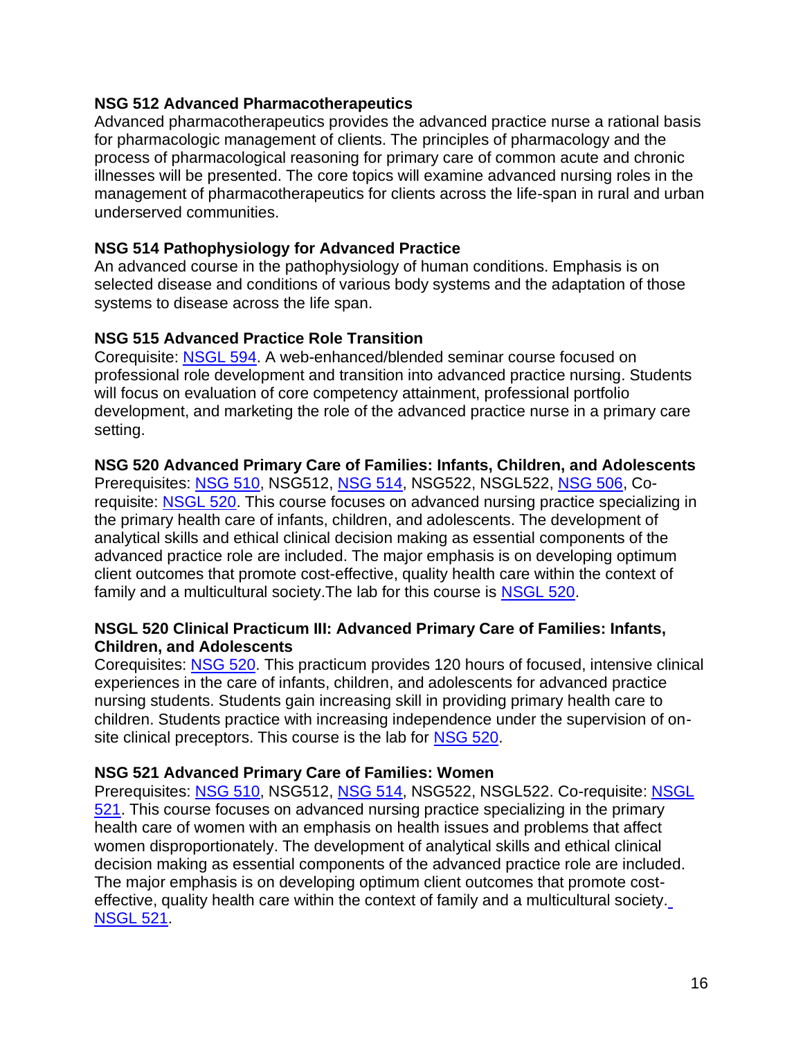**NSG 512 Advanced Pharmacotherapeutics**
Advanced pharmacotherapeutics provides the advanced practice nurse a rational basis for pharmacologic management of clients. The principles of pharmacology and the process of pharmacological reasoning for primary care of common acute and chronic illnesses will be presented. The core topics will examine advanced nursing roles in the management of pharmacotherapeutics for clients across the life-span in rural and urban underserved communities.

**NSG 514 Pathophysiology for Advanced Practice**
An advanced course in the pathophysiology of human conditions. Emphasis is on selected disease and conditions of various body systems and the adaptation of those systems to disease across the life span.

**NSG 515 Advanced Practice Role Transition**
Corequisite: NSGL 594. A web-enhanced/blended seminar course focused on professional role development and transition into advanced practice nursing. Students will focus on evaluation of core competency attainment, professional portfolio development, and marketing the role of the advanced practice nurse in a primary care setting.

**NSG 520 Advanced Primary Care of Families: Infants, Children, and Adolescents**
Prerequisites: NSG 510, NSG512, NSG 514, NSG522, NSGL522, NSG 506, Co-requisite: NSGL 520. This course focuses on advanced nursing practice specializing in the primary health care of infants, children, and adolescents. The development of analytical skills and ethical clinical decision making as essential components of the advanced practice role are included. The major emphasis is on developing optimum client outcomes that promote cost-effective, quality health care within the context of family and a multicultural society.The lab for this course is NSGL 520.

**NSGL 520 Clinical Practicum III: Advanced Primary Care of Families: Infants, Children, and Adolescents**
Corequisites: NSG 520. This practicum provides 120 hours of focused, intensive clinical experiences in the care of infants, children, and adolescents for advanced practice nursing students. Students gain increasing skill in providing primary health care to children. Students practice with increasing independence under the supervision of on-site clinical preceptors. This course is the lab for NSG 520.

**NSG 521 Advanced Primary Care of Families: Women**
Prerequisites: NSG 510, NSG512, NSG 514, NSG522, NSGL522. Co-requisite: NSGL 521. This course focuses on advanced nursing practice specializing in the primary health care of women with an emphasis on health issues and problems that affect women disproportionately. The development of analytical skills and ethical clinical decision making as essential components of the advanced practice role are included. The major emphasis is on developing optimum client outcomes that promote cost-effective, quality health care within the context of family and a multicultural society. NSGL 521.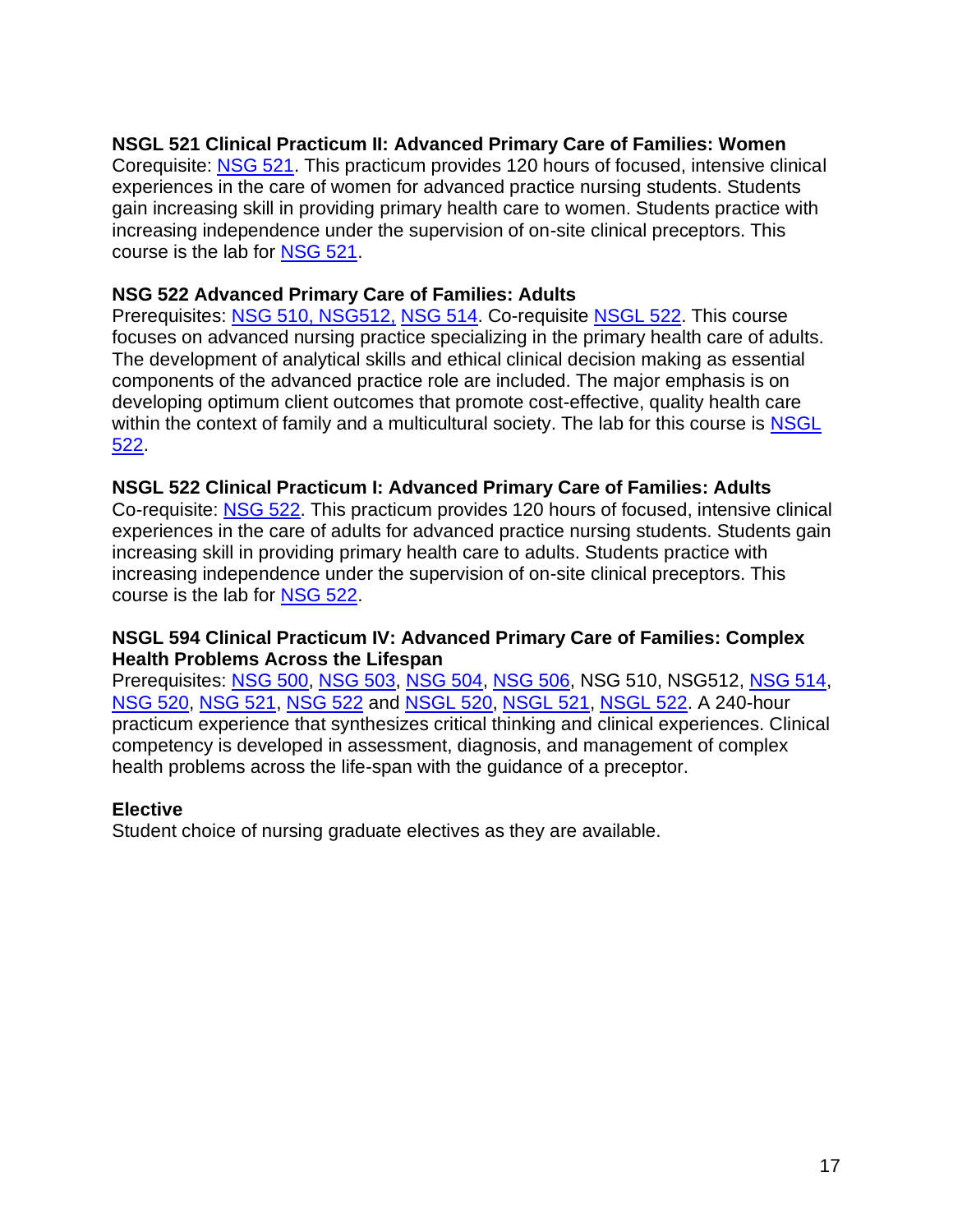**NSGL 521 Clinical Practicum II: Advanced Primary Care of Families: Women**
Corequisite: NSG 521. This practicum provides 120 hours of focused, intensive clinical experiences in the care of women for advanced practice nursing students. Students gain increasing skill in providing primary health care to women. Students practice with increasing independence under the supervision of on-site clinical preceptors. This course is the lab for NSG 521.

**NSG 522 Advanced Primary Care of Families: Adults**
Prerequisites: NSG 510, NSG512, NSG 514. Co-requisite NSGL 522. This course focuses on advanced nursing practice specializing in the primary health care of adults. The development of analytical skills and ethical clinical decision making as essential components of the advanced practice role are included. The major emphasis is on developing optimum client outcomes that promote cost-effective, quality health care within the context of family and a multicultural society. The lab for this course is NSGL 522.

**NSGL 522 Clinical Practicum I: Advanced Primary Care of Families: Adults**
Co-requisite: NSG 522. This practicum provides 120 hours of focused, intensive clinical experiences in the care of adults for advanced practice nursing students. Students gain increasing skill in providing primary health care to adults. Students practice with increasing independence under the supervision of on-site clinical preceptors. This course is the lab for NSG 522.

**NSGL 594 Clinical Practicum IV: Advanced Primary Care of Families: Complex Health Problems Across the Lifespan**
Prerequisites: NSG 500, NSG 503, NSG 504, NSG 506, NSG 510, NSG512, NSG 514, NSG 520, NSG 521, NSG 522 and NSGL 520, NSGL 521, NSGL 522. A 240-hour practicum experience that synthesizes critical thinking and clinical experiences. Clinical competency is developed in assessment, diagnosis, and management of complex health problems across the life-span with the guidance of a preceptor.

**Elective**
Student choice of nursing graduate electives as they are available.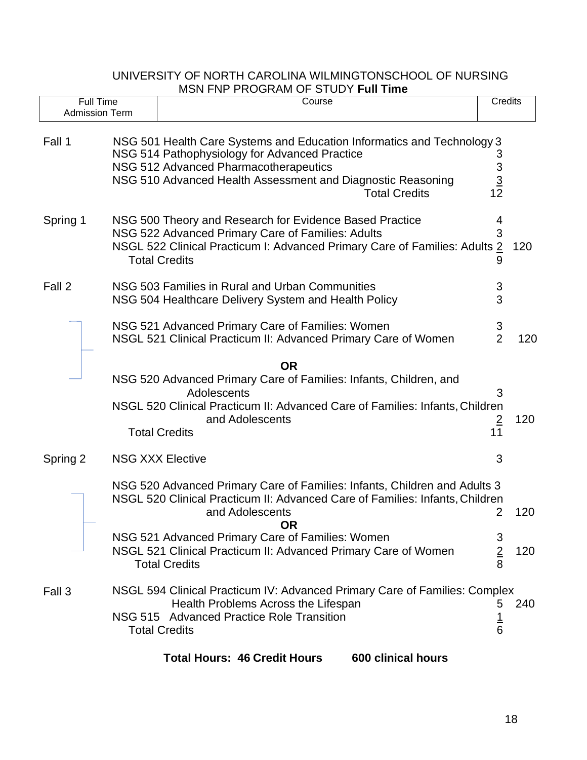UNIVERSITY OF NORTH CAROLINA WILMINGTONSCHOOL OF NURSING
MSN FNP PROGRAM OF STUDY **Full Time**

| Full Time Admission Term | Course | Credits | |
|---|---|---|---|
| Fall 1 | NSG 501 Health Care Systems and Education Informatics and Technology | 3 | |
| | NSG 514 Pathophysiology for Advanced Practice | 3 | |
| | NSG 512 Advanced Pharmacotherapeutics | 3 | |
| | NSG 510 Advanced Health Assessment and Diagnostic Reasoning | 3 | |
| | Total Credits | 12 | |
| Spring 1 | NSG 500 Theory and Research for Evidence Based Practice | 4 | |
| | NSG 522 Advanced Primary Care of Families: Adults | 3 | |
| | NSGL 522 Clinical Practicum I: Advanced Primary Care of Families: Adults | 2 | 120 |
| | Total Credits | 9 | |
| Fall 2 | NSG 503 Families in Rural and Urban Communities | 3 | |
| | NSG 504 Healthcare Delivery System and Health Policy | 3 | |
| | NSG 521 Advanced Primary Care of Families: Women | 3 | |
| | NSGL 521 Clinical Practicum II: Advanced Primary Care of Women | 2 | 120 |
| | **OR** | | |
| | NSG 520 Advanced Primary Care of Families: Infants, Children, and Adolescents | 3 | |
| | NSGL 520 Clinical Practicum II: Advanced Care of Families: Infants, Children and Adolescents | 2 | 120 |
| | Total Credits | 11 | |
| Spring 2 | NSG XXX Elective | 3 | |
| | NSG 520 Advanced Primary Care of Families: Infants, Children and Adults | 3 | |
| | NSGL 520 Clinical Practicum II: Advanced Care of Families: Infants, Children and Adolescents | 2 | 120 |
| | **OR** | | |
| | NSG 521 Advanced Primary Care of Families: Women | 3 | |
| | NSGL 521 Clinical Practicum II: Advanced Primary Care of Women | 2 | 120 |
| | Total Credits | 8 | |
| Fall 3 | NSGL 594 Clinical Practicum IV: Advanced Primary Care of Families: Complex Health Problems Across the Lifespan | 5 | 240 |
| | NSG 515 Advanced Practice Role Transition | 1 | |
| | Total Credits | 6 | |

**Total Hours: 46 Credit Hours** **600 clinical hours**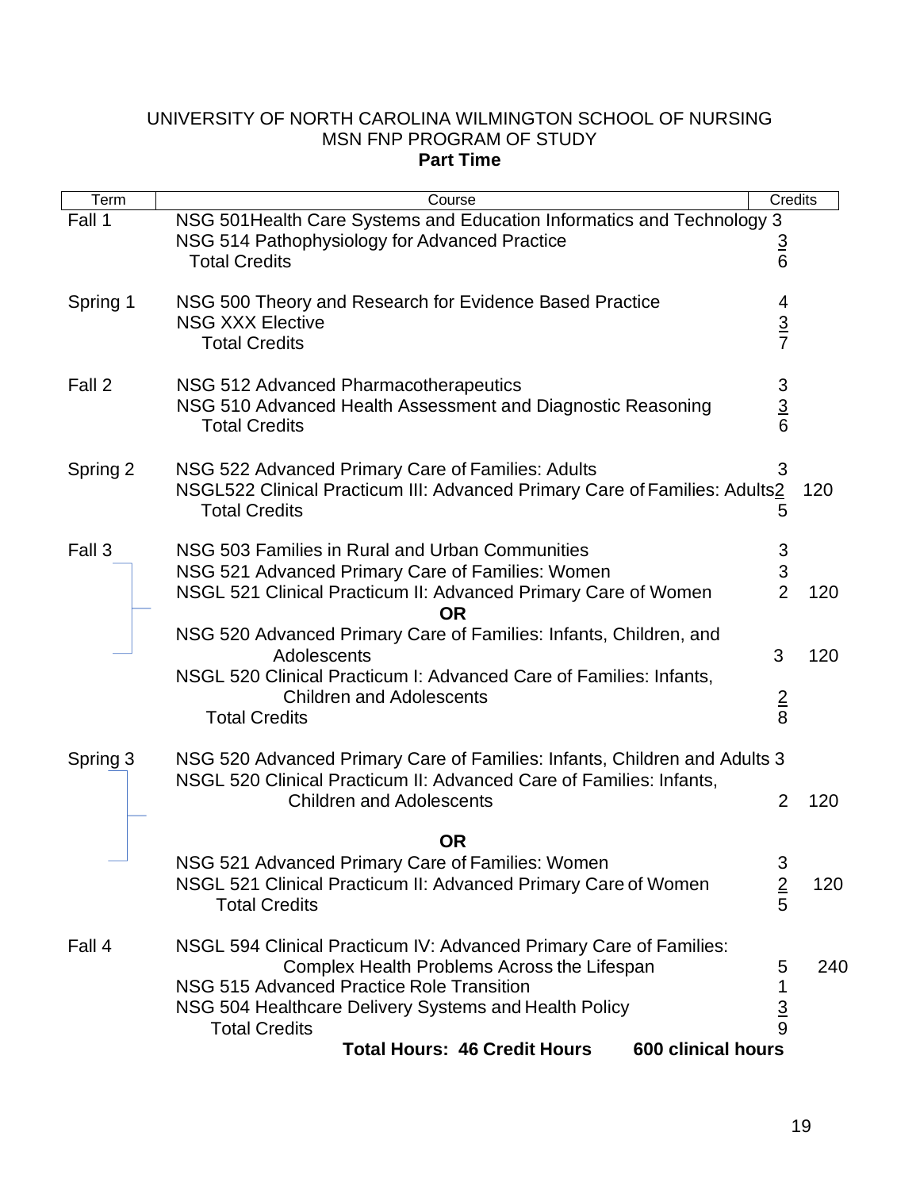UNIVERSITY OF NORTH CAROLINA WILMINGTON SCHOOL OF NURSING
MSN FNP PROGRAM OF STUDY
**Part Time**

| Term | Course | Credits | |
|---|---|---|---|
| Fall 1 | NSG 501Health Care Systems and Education Informatics and Technology | 3 | |
| | NSG 514 Pathophysiology for Advanced Practice | 3 | |
| | Total Credits | 6 | |
| Spring 1 | NSG 500 Theory and Research for Evidence Based Practice | 4 | |
| | NSG XXX Elective | 3 | |
| | Total Credits | 7 | |
| Fall 2 | NSG 512 Advanced Pharmacotherapeutics | 3 | |
| | NSG 510 Advanced Health Assessment and Diagnostic Reasoning | 3 | |
| | Total Credits | 6 | |
| Spring 2 | NSG 522 Advanced Primary Care of Families: Adults | 3 | |
| | NSGL522 Clinical Practicum III: Advanced Primary Care of Families: Adults | 2 | 120 |
| | Total Credits | 5 | |
| Fall 3 | NSG 503 Families in Rural and Urban Communities | 3 | |
| | NSG 521 Advanced Primary Care of Families: Women | 3 | |
| | NSGL 521 Clinical Practicum II: Advanced Primary Care of Women | 2 | 120 |
| | **OR** | | |
| | NSG 520 Advanced Primary Care of Families: Infants, Children, and Adolescents | 3 | 120 |
| | NSGL 520 Clinical Practicum I: Advanced Care of Families: Infants, Children and Adolescents | 2 | |
| | Total Credits | 8 | |
| Spring 3 | NSG 520 Advanced Primary Care of Families: Infants, Children and Adults | 3 | |
| | NSGL 520 Clinical Practicum II: Advanced Care of Families: Infants, Children and Adolescents | 2 | 120 |
| | **OR** | | |
| | NSG 521 Advanced Primary Care of Families: Women | 3 | |
| | NSGL 521 Clinical Practicum II: Advanced Primary Care of Women | 2 | 120 |
| | Total Credits | 5 | |
| Fall 4 | NSGL 594 Clinical Practicum IV: Advanced Primary Care of Families: Complex Health Problems Across the Lifespan | 5 | 240 |
| | NSG 515 Advanced Practice Role Transition | 1 | |
| | NSG 504 Healthcare Delivery Systems and Health Policy | 3 | |
| | Total Credits | 9 | |
| | **Total Hours: 46 Credit Hours** | **600 clinical hours** | |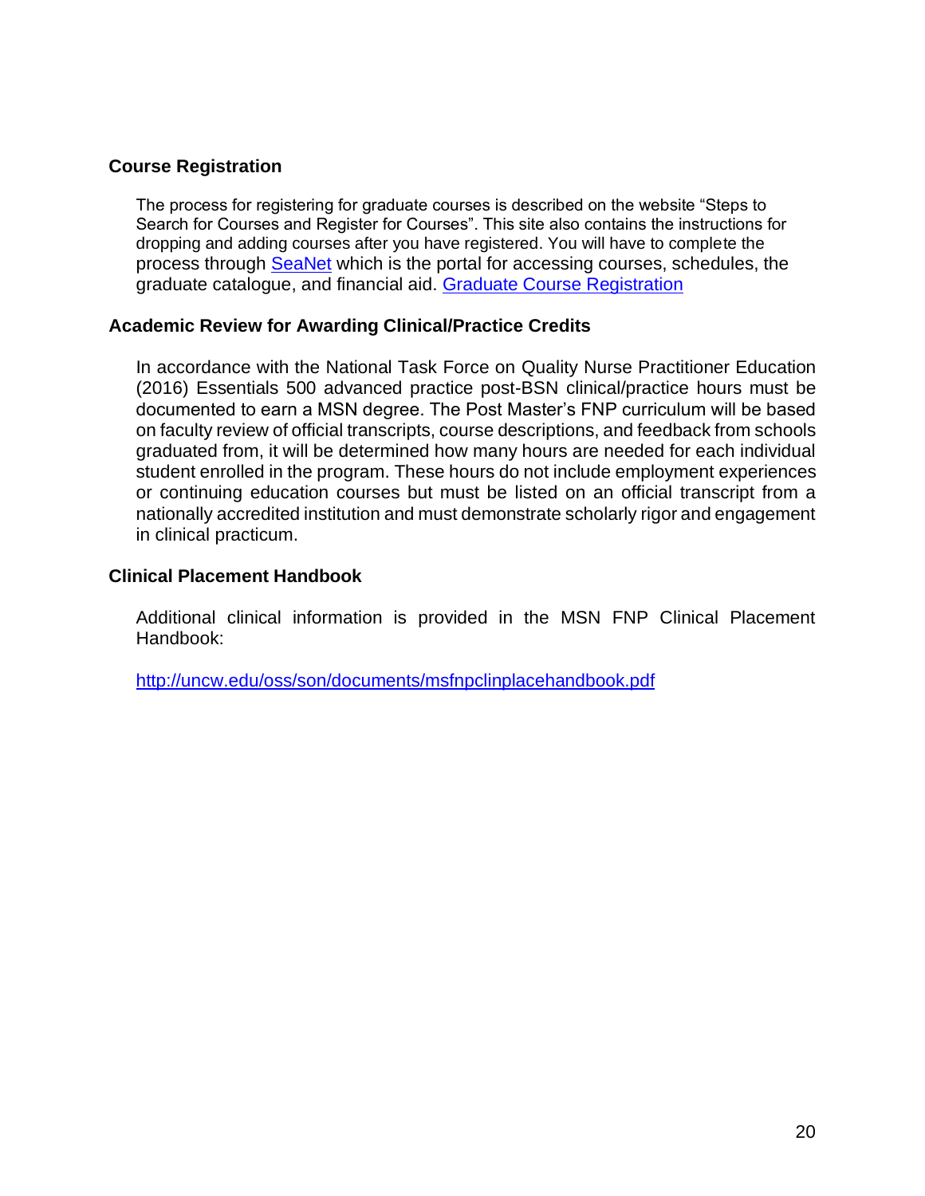## Course Registration

The process for registering for graduate courses is described on the website "Steps to Search for Courses and Register for Courses". This site also contains the instructions for dropping and adding courses after you have registered. You will have to complete the process through SeaNet which is the portal for accessing courses, schedules, the graduate catalogue, and financial aid. Graduate Course Registration

## Academic Review for Awarding Clinical/Practice Credits

In accordance with the National Task Force on Quality Nurse Practitioner Education (2016) Essentials 500 advanced practice post-BSN clinical/practice hours must be documented to earn a MSN degree. The Post Master's FNP curriculum will be based on faculty review of official transcripts, course descriptions, and feedback from schools graduated from, it will be determined how many hours are needed for each individual student enrolled in the program. These hours do not include employment experiences or continuing education courses but must be listed on an official transcript from a nationally accredited institution and must demonstrate scholarly rigor and engagement in clinical practicum.

## Clinical Placement Handbook

Additional clinical information is provided in the MSN FNP Clinical Placement Handbook:

http://uncw.edu/oss/son/documents/msfnpclinplacehandbook.pdf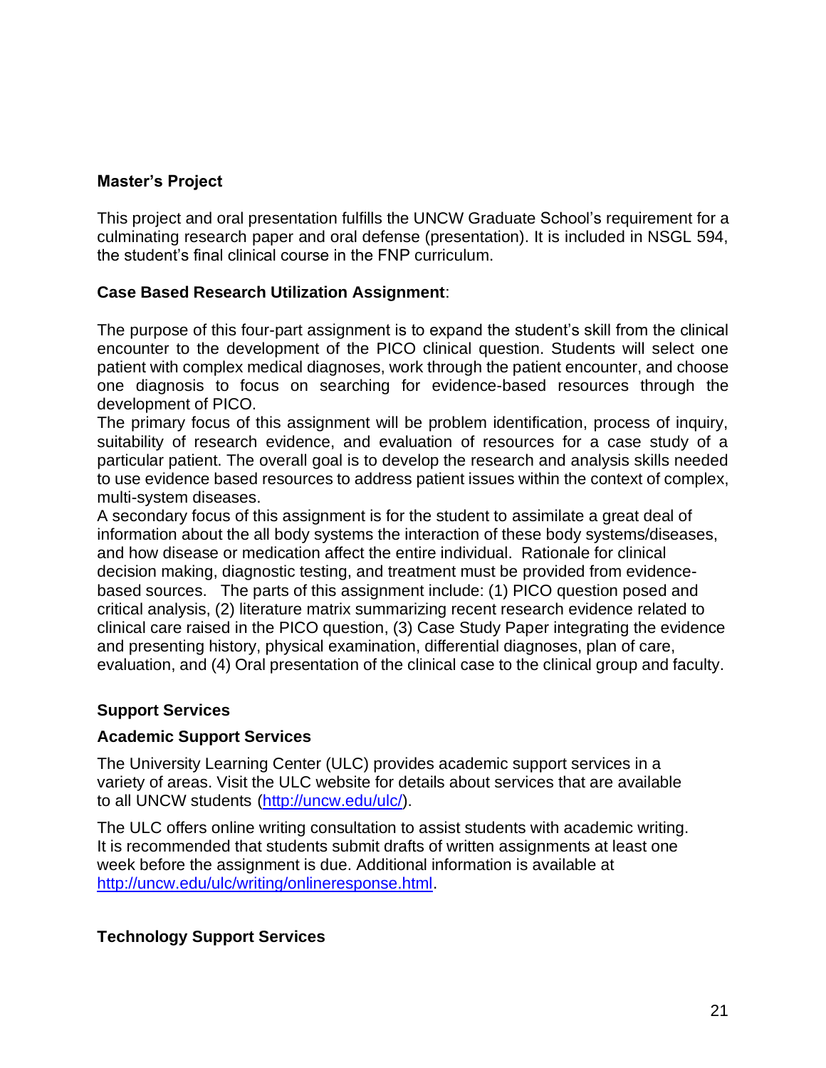**Master's Project**

This project and oral presentation fulfills the UNCW Graduate School's requirement for a culminating research paper and oral defense (presentation). It is included in NSGL 594, the student's final clinical course in the FNP curriculum.

**Case Based Research Utilization Assignment**:

The purpose of this four-part assignment is to expand the student's skill from the clinical encounter to the development of the PICO clinical question. Students will select one patient with complex medical diagnoses, work through the patient encounter, and choose one diagnosis to focus on searching for evidence-based resources through the development of PICO.

The primary focus of this assignment will be problem identification, process of inquiry, suitability of research evidence, and evaluation of resources for a case study of a particular patient. The overall goal is to develop the research and analysis skills needed to use evidence based resources to address patient issues within the context of complex, multi-system diseases.

A secondary focus of this assignment is for the student to assimilate a great deal of information about the all body systems the interaction of these body systems/diseases, and how disease or medication affect the entire individual. Rationale for clinical decision making, diagnostic testing, and treatment must be provided from evidence-based sources. The parts of this assignment include: (1) PICO question posed and critical analysis, (2) literature matrix summarizing recent research evidence related to clinical care raised in the PICO question, (3) Case Study Paper integrating the evidence and presenting history, physical examination, differential diagnoses, plan of care, evaluation, and (4) Oral presentation of the clinical case to the clinical group and faculty.

**Support Services**

**Academic Support Services**

The University Learning Center (ULC) provides academic support services in a variety of areas. Visit the ULC website for details about services that are available to all UNCW students (http://uncw.edu/ulc/).

The ULC offers online writing consultation to assist students with academic writing. It is recommended that students submit drafts of written assignments at least one week before the assignment is due. Additional information is available at http://uncw.edu/ulc/writing/onlineresponse.html.

**Technology Support Services**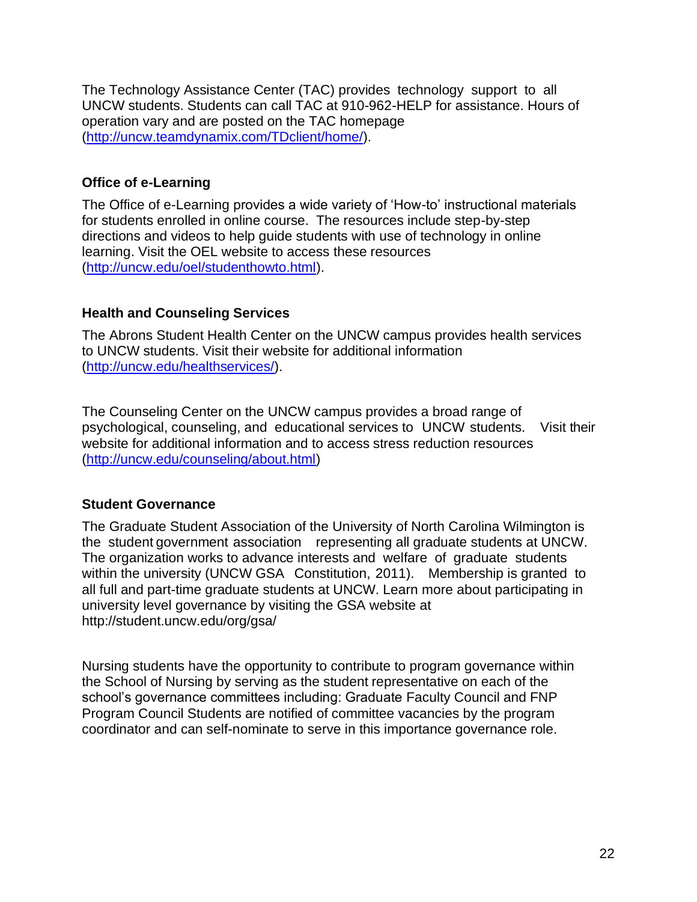The Technology Assistance Center (TAC) provides technology support to all UNCW students. Students can call TAC at 910-962-HELP for assistance. Hours of operation vary and are posted on the TAC homepage (http://uncw.teamdynamix.com/TDclient/home/).

### Office of e-Learning

The Office of e-Learning provides a wide variety of 'How-to' instructional materials for students enrolled in online course. The resources include step-by-step directions and videos to help guide students with use of technology in online learning. Visit the OEL website to access these resources (http://uncw.edu/oel/studenthowto.html).

### Health and Counseling Services

The Abrons Student Health Center on the UNCW campus provides health services to UNCW students. Visit their website for additional information (http://uncw.edu/healthservices/).

The Counseling Center on the UNCW campus provides a broad range of psychological, counseling, and educational services to UNCW students. Visit their website for additional information and to access stress reduction resources (http://uncw.edu/counseling/about.html)

### Student Governance

The Graduate Student Association of the University of North Carolina Wilmington is the student government association representing all graduate students at UNCW. The organization works to advance interests and welfare of graduate students within the university (UNCW GSA Constitution, 2011). Membership is granted to all full and part-time graduate students at UNCW. Learn more about participating in university level governance by visiting the GSA website at http://student.uncw.edu/org/gsa/

Nursing students have the opportunity to contribute to program governance within the School of Nursing by serving as the student representative on each of the school's governance committees including: Graduate Faculty Council and FNP Program Council Students are notified of committee vacancies by the program coordinator and can self-nominate to serve in this importance governance role.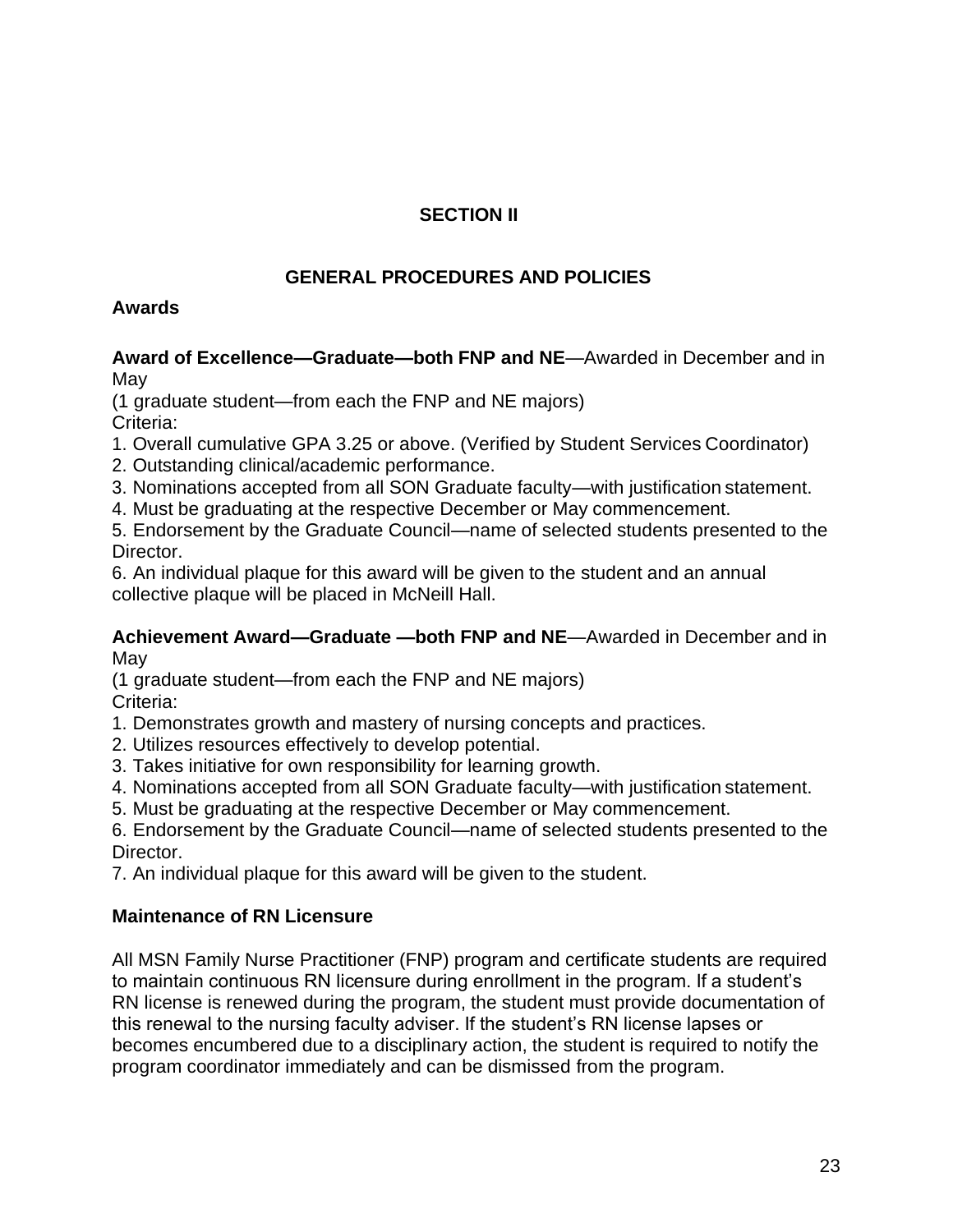# SECTION II

## GENERAL PROCEDURES AND POLICIES

### Awards

**Award of Excellence—Graduate—both FNP and NE**—Awarded in December and in May

(1 graduate student—from each the FNP and NE majors)

Criteria:

1. Overall cumulative GPA 3.25 or above. (Verified by Student Services Coordinator)
2. Outstanding clinical/academic performance.
3. Nominations accepted from all SON Graduate faculty—with justification statement.
4. Must be graduating at the respective December or May commencement.
5. Endorsement by the Graduate Council—name of selected students presented to the Director.
6. An individual plaque for this award will be given to the student and an annual collective plaque will be placed in McNeill Hall.

**Achievement Award—Graduate —both FNP and NE**—Awarded in December and in May

(1 graduate student—from each the FNP and NE majors)

Criteria:

1. Demonstrates growth and mastery of nursing concepts and practices.
2. Utilizes resources effectively to develop potential.
3. Takes initiative for own responsibility for learning growth.
4. Nominations accepted from all SON Graduate faculty—with justification statement.
5. Must be graduating at the respective December or May commencement.
6. Endorsement by the Graduate Council—name of selected students presented to the Director.
7. An individual plaque for this award will be given to the student.

### Maintenance of RN Licensure

All MSN Family Nurse Practitioner (FNP) program and certificate students are required to maintain continuous RN licensure during enrollment in the program. If a student's RN license is renewed during the program, the student must provide documentation of this renewal to the nursing faculty adviser. If the student's RN license lapses or becomes encumbered due to a disciplinary action, the student is required to notify the program coordinator immediately and can be dismissed from the program.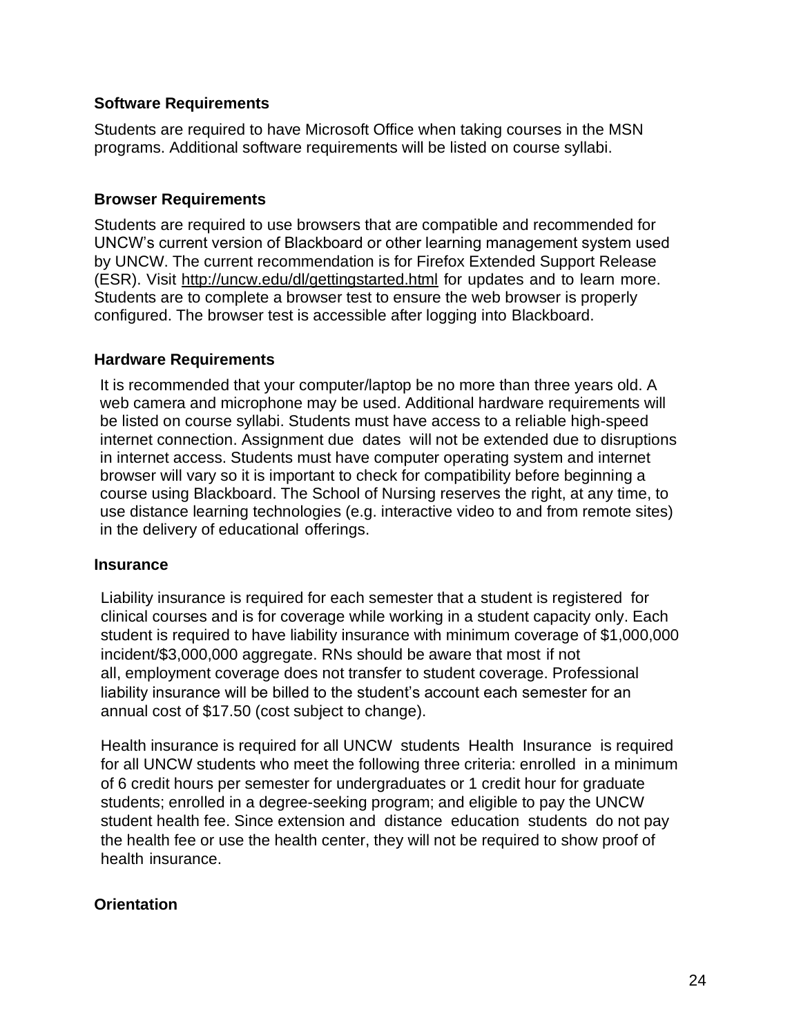### Software Requirements

Students are required to have Microsoft Office when taking courses in the MSN programs. Additional software requirements will be listed on course syllabi.

### Browser Requirements

Students are required to use browsers that are compatible and recommended for UNCW's current version of Blackboard or other learning management system used by UNCW. The current recommendation is for Firefox Extended Support Release (ESR). Visit http://uncw.edu/dl/gettingstarted.html for updates and to learn more. Students are to complete a browser test to ensure the web browser is properly configured. The browser test is accessible after logging into Blackboard.

### Hardware Requirements

It is recommended that your computer/laptop be no more than three years old. A web camera and microphone may be used. Additional hardware requirements will be listed on course syllabi. Students must have access to a reliable high-speed internet connection. Assignment due dates will not be extended due to disruptions in internet access. Students must have computer operating system and internet browser will vary so it is important to check for compatibility before beginning a course using Blackboard. The School of Nursing reserves the right, at any time, to use distance learning technologies (e.g. interactive video to and from remote sites) in the delivery of educational offerings.

### Insurance

Liability insurance is required for each semester that a student is registered for clinical courses and is for coverage while working in a student capacity only. Each student is required to have liability insurance with minimum coverage of $1,000,000 incident/$3,000,000 aggregate. RNs should be aware that most if not all, employment coverage does not transfer to student coverage. Professional liability insurance will be billed to the student's account each semester for an annual cost of $17.50 (cost subject to change).

Health insurance is required for all UNCW students Health Insurance is required for all UNCW students who meet the following three criteria: enrolled in a minimum of 6 credit hours per semester for undergraduates or 1 credit hour for graduate students; enrolled in a degree-seeking program; and eligible to pay the UNCW student health fee. Since extension and distance education students do not pay the health fee or use the health center, they will not be required to show proof of health insurance.

### Orientation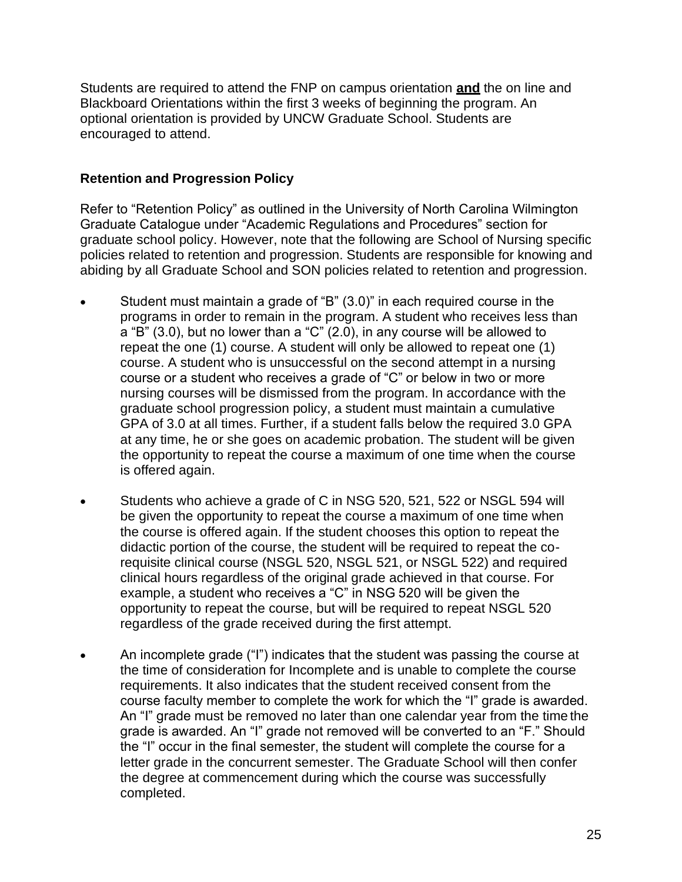Students are required to attend the FNP on campus orientation **and** the on line and Blackboard Orientations within the first 3 weeks of beginning the program. An optional orientation is provided by UNCW Graduate School. Students are encouraged to attend.

### Retention and Progression Policy

Refer to "Retention Policy" as outlined in the University of North Carolina Wilmington Graduate Catalogue under "Academic Regulations and Procedures" section for graduate school policy. However, note that the following are School of Nursing specific policies related to retention and progression. Students are responsible for knowing and abiding by all Graduate School and SON policies related to retention and progression.

- Student must maintain a grade of "B" (3.0)" in each required course in the programs in order to remain in the program. A student who receives less than a "B" (3.0), but no lower than a "C" (2.0), in any course will be allowed to repeat the one (1) course. A student will only be allowed to repeat one (1) course. A student who is unsuccessful on the second attempt in a nursing course or a student who receives a grade of "C" or below in two or more nursing courses will be dismissed from the program. In accordance with the graduate school progression policy, a student must maintain a cumulative GPA of 3.0 at all times. Further, if a student falls below the required 3.0 GPA at any time, he or she goes on academic probation. The student will be given the opportunity to repeat the course a maximum of one time when the course is offered again.
- Students who achieve a grade of C in NSG 520, 521, 522 or NSGL 594 will be given the opportunity to repeat the course a maximum of one time when the course is offered again. If the student chooses this option to repeat the didactic portion of the course, the student will be required to repeat the co-requisite clinical course (NSGL 520, NSGL 521, or NSGL 522) and required clinical hours regardless of the original grade achieved in that course. For example, a student who receives a "C" in NSG 520 will be given the opportunity to repeat the course, but will be required to repeat NSGL 520 regardless of the grade received during the first attempt.
- An incomplete grade ("I") indicates that the student was passing the course at the time of consideration for Incomplete and is unable to complete the course requirements. It also indicates that the student received consent from the course faculty member to complete the work for which the "I" grade is awarded. An "I" grade must be removed no later than one calendar year from the time the grade is awarded. An "I" grade not removed will be converted to an "F." Should the "I" occur in the final semester, the student will complete the course for a letter grade in the concurrent semester. The Graduate School will then confer the degree at commencement during which the course was successfully completed.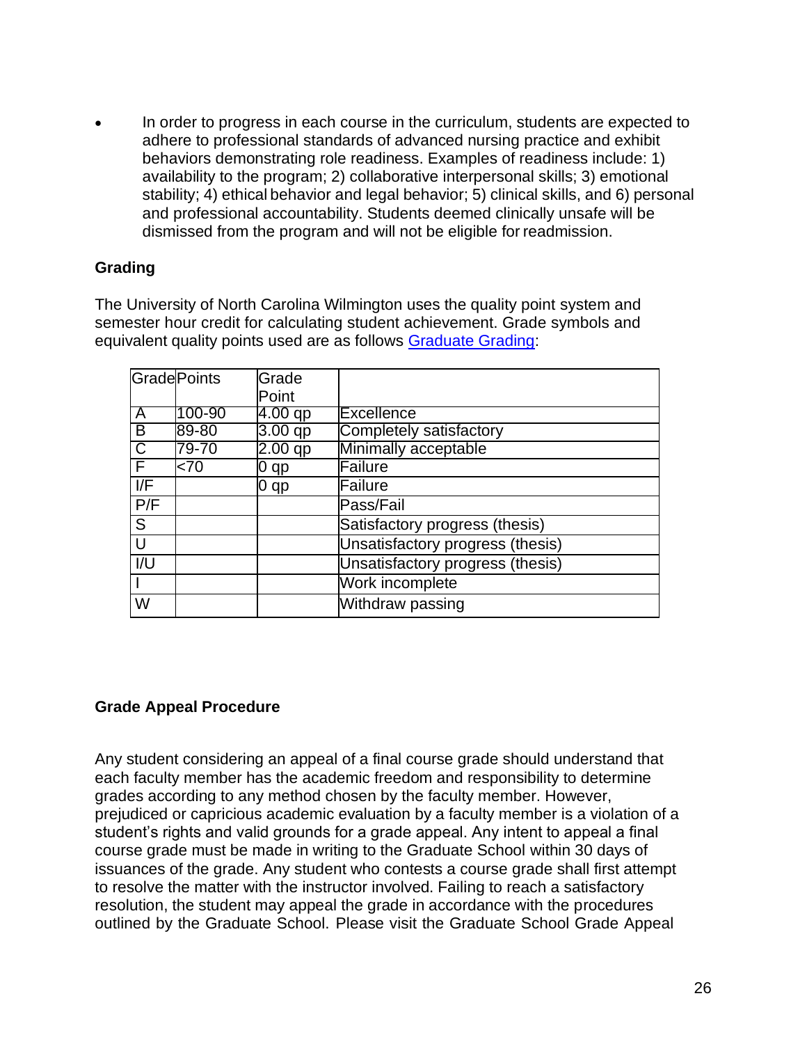- In order to progress in each course in the curriculum, students are expected to adhere to professional standards of advanced nursing practice and exhibit behaviors demonstrating role readiness. Examples of readiness include: 1) availability to the program; 2) collaborative interpersonal skills; 3) emotional stability; 4) ethical behavior and legal behavior; 5) clinical skills, and 6) personal and professional accountability. Students deemed clinically unsafe will be dismissed from the program and will not be eligible for readmission.

### Grading

The University of North Carolina Wilmington uses the quality point system and semester hour credit for calculating student achievement. Grade symbols and equivalent quality points used are as follows [Graduate Grading]:

| Grade | Points | Grade Point | |
|---|---|---|---|
| A | 100-90 | 4.00 qp | Excellence |
| B | 89-80 | 3.00 qp | Completely satisfactory |
| C | 79-70 | 2.00 qp | Minimally acceptable |
| F | <70 | 0 qp | Failure |
| I/F | | 0 qp | Failure |
| P/F | | | Pass/Fail |
| S | | | Satisfactory progress (thesis) |
| U | | | Unsatisfactory progress (thesis) |
| I/U | | | Unsatisfactory progress (thesis) |
| I | | | Work incomplete |
| W | | | Withdraw passing |

### Grade Appeal Procedure

Any student considering an appeal of a final course grade should understand that each faculty member has the academic freedom and responsibility to determine grades according to any method chosen by the faculty member. However, prejudiced or capricious academic evaluation by a faculty member is a violation of a student's rights and valid grounds for a grade appeal. Any intent to appeal a final course grade must be made in writing to the Graduate School within 30 days of issuances of the grade. Any student who contests a course grade shall first attempt to resolve the matter with the instructor involved. Failing to reach a satisfactory resolution, the student may appeal the grade in accordance with the procedures outlined by the Graduate School. Please visit the Graduate School Grade Appeal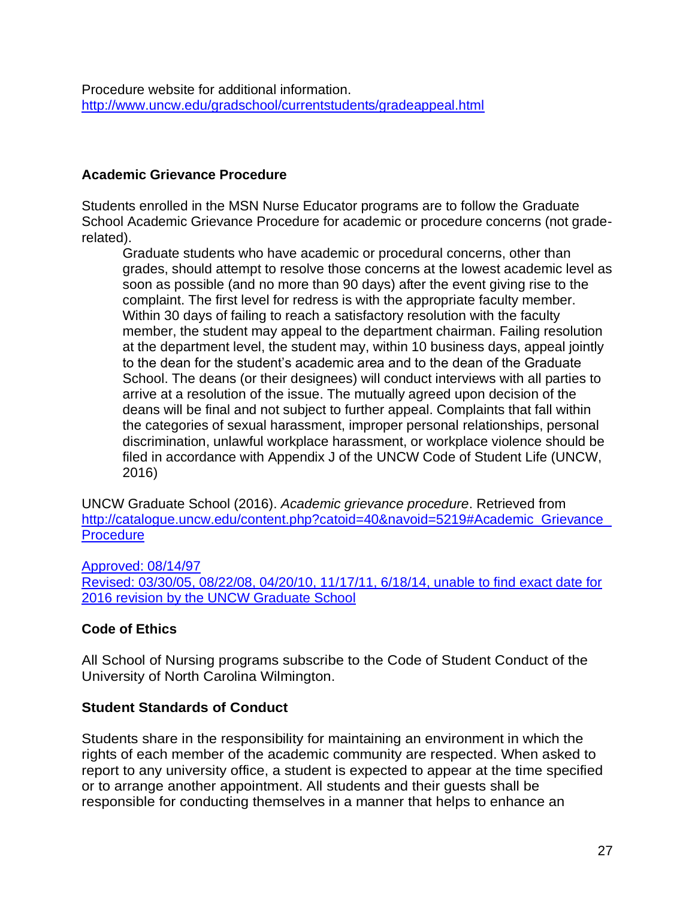Procedure website for additional information.
http://www.uncw.edu/gradschool/currentstudents/gradeappeal.html

**Academic Grievance Procedure**

Students enrolled in the MSN Nurse Educator programs are to follow the Graduate School Academic Grievance Procedure for academic or procedure concerns (not grade-related).

> Graduate students who have academic or procedural concerns, other than grades, should attempt to resolve those concerns at the lowest academic level as soon as possible (and no more than 90 days) after the event giving rise to the complaint. The first level for redress is with the appropriate faculty member. Within 30 days of failing to reach a satisfactory resolution with the faculty member, the student may appeal to the department chairman. Failing resolution at the department level, the student may, within 10 business days, appeal jointly to the dean for the student's academic area and to the dean of the Graduate School. The deans (or their designees) will conduct interviews with all parties to arrive at a resolution of the issue. The mutually agreed upon decision of the deans will be final and not subject to further appeal. Complaints that fall within the categories of sexual harassment, improper personal relationships, personal discrimination, unlawful workplace harassment, or workplace violence should be filed in accordance with Appendix J of the UNCW Code of Student Life (UNCW, 2016)

UNCW Graduate School (2016). *Academic grievance procedure*. Retrieved from http://catalogue.uncw.edu/content.php?catoid=40&navoid=5219#Academic_Grievance_Procedure

Approved: 08/14/97
Revised: 03/30/05, 08/22/08, 04/20/10, 11/17/11, 6/18/14, unable to find exact date for 2016 revision by the UNCW Graduate School

**Code of Ethics**

All School of Nursing programs subscribe to the Code of Student Conduct of the University of North Carolina Wilmington.

**Student Standards of Conduct**

Students share in the responsibility for maintaining an environment in which the rights of each member of the academic community are respected. When asked to report to any university office, a student is expected to appear at the time specified or to arrange another appointment. All students and their guests shall be responsible for conducting themselves in a manner that helps to enhance an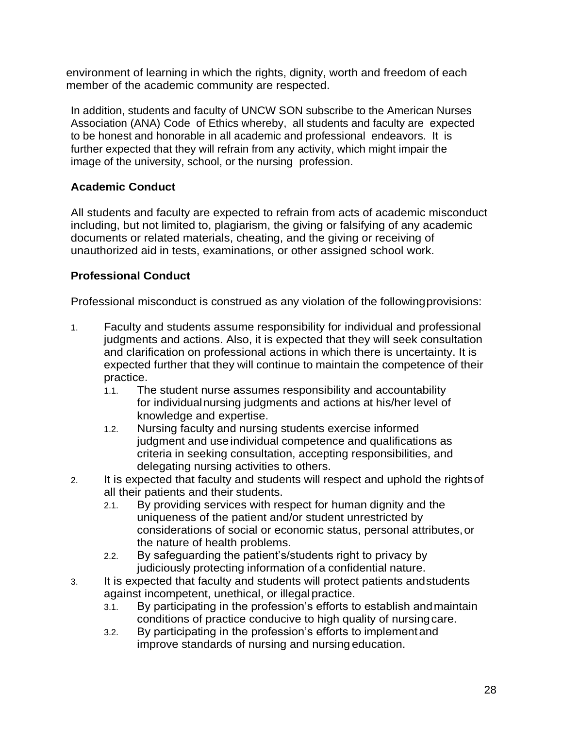environment of learning in which the rights, dignity, worth and freedom of each member of the academic community are respected.

In addition, students and faculty of UNCW SON subscribe to the American Nurses Association (ANA) Code of Ethics whereby, all students and faculty are expected to be honest and honorable in all academic and professional endeavors. It is further expected that they will refrain from any activity, which might impair the image of the university, school, or the nursing profession.

### Academic Conduct

All students and faculty are expected to refrain from acts of academic misconduct including, but not limited to, plagiarism, the giving or falsifying of any academic documents or related materials, cheating, and the giving or receiving of unauthorized aid in tests, examinations, or other assigned school work.

### Professional Conduct

Professional misconduct is construed as any violation of the following provisions:

1. Faculty and students assume responsibility for individual and professional judgments and actions. Also, it is expected that they will seek consultation and clarification on professional actions in which there is uncertainty. It is expected further that they will continue to maintain the competence of their practice.
   - 1.1. The student nurse assumes responsibility and accountability for individual nursing judgments and actions at his/her level of knowledge and expertise.
   - 1.2. Nursing faculty and nursing students exercise informed judgment and use individual competence and qualifications as criteria in seeking consultation, accepting responsibilities, and delegating nursing activities to others.
2. It is expected that faculty and students will respect and uphold the rights of all their patients and their students.
   - 2.1. By providing services with respect for human dignity and the uniqueness of the patient and/or student unrestricted by considerations of social or economic status, personal attributes, or the nature of health problems.
   - 2.2. By safeguarding the patient's/students right to privacy by judiciously protecting information of a confidential nature.
3. It is expected that faculty and students will protect patients and students against incompetent, unethical, or illegal practice.
   - 3.1. By participating in the profession's efforts to establish and maintain conditions of practice conducive to high quality of nursing care.
   - 3.2. By participating in the profession's efforts to implement and improve standards of nursing and nursing education.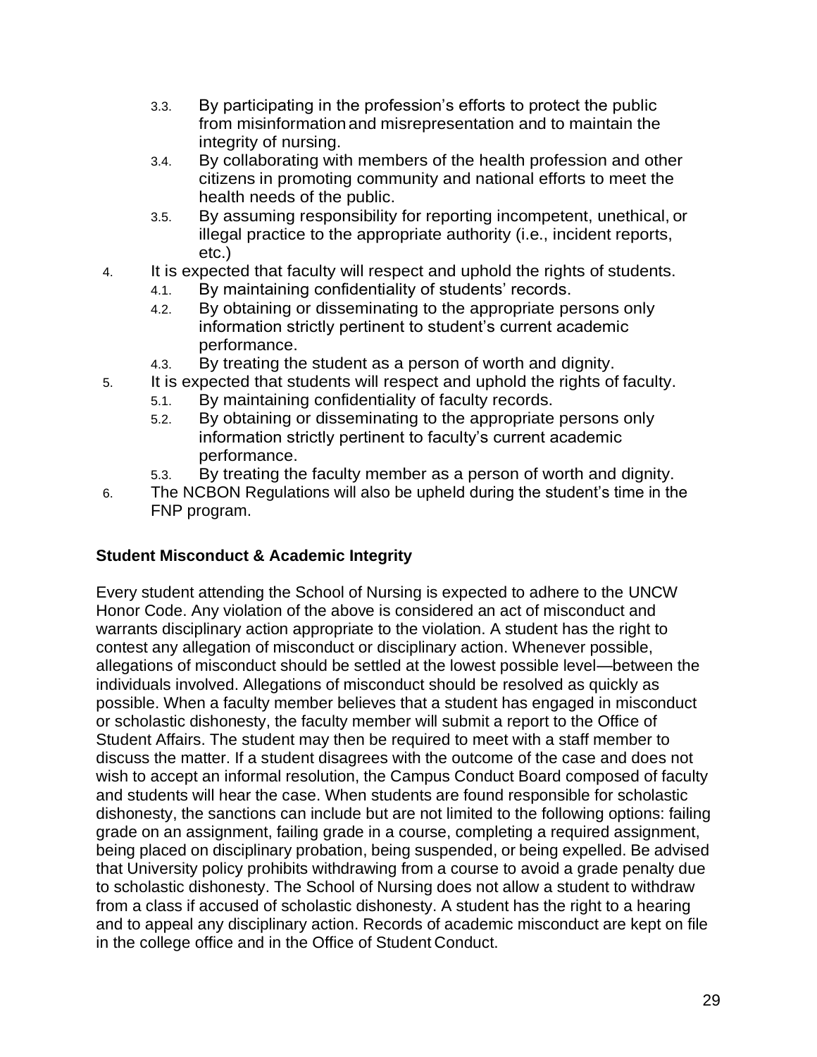3.3. By participating in the profession's efforts to protect the public from misinformation and misrepresentation and to maintain the integrity of nursing.
3.4. By collaborating with members of the health profession and other citizens in promoting community and national efforts to meet the health needs of the public.
3.5. By assuming responsibility for reporting incompetent, unethical, or illegal practice to the appropriate authority (i.e., incident reports, etc.)

4. It is expected that faculty will respect and uphold the rights of students.
   4.1. By maintaining confidentiality of students' records.
   4.2. By obtaining or disseminating to the appropriate persons only information strictly pertinent to student's current academic performance.
   4.3. By treating the student as a person of worth and dignity.
5. It is expected that students will respect and uphold the rights of faculty.
   5.1. By maintaining confidentiality of faculty records.
   5.2. By obtaining or disseminating to the appropriate persons only information strictly pertinent to faculty's current academic performance.
   5.3. By treating the faculty member as a person of worth and dignity.
6. The NCBON Regulations will also be upheld during the student's time in the FNP program.

**Student Misconduct & Academic Integrity**

Every student attending the School of Nursing is expected to adhere to the UNCW Honor Code. Any violation of the above is considered an act of misconduct and warrants disciplinary action appropriate to the violation. A student has the right to contest any allegation of misconduct or disciplinary action. Whenever possible, allegations of misconduct should be settled at the lowest possible level—between the individuals involved. Allegations of misconduct should be resolved as quickly as possible. When a faculty member believes that a student has engaged in misconduct or scholastic dishonesty, the faculty member will submit a report to the Office of Student Affairs. The student may then be required to meet with a staff member to discuss the matter. If a student disagrees with the outcome of the case and does not wish to accept an informal resolution, the Campus Conduct Board composed of faculty and students will hear the case. When students are found responsible for scholastic dishonesty, the sanctions can include but are not limited to the following options: failing grade on an assignment, failing grade in a course, completing a required assignment, being placed on disciplinary probation, being suspended, or being expelled. Be advised that University policy prohibits withdrawing from a course to avoid a grade penalty due to scholastic dishonesty. The School of Nursing does not allow a student to withdraw from a class if accused of scholastic dishonesty. A student has the right to a hearing and to appeal any disciplinary action. Records of academic misconduct are kept on file in the college office and in the Office of Student Conduct.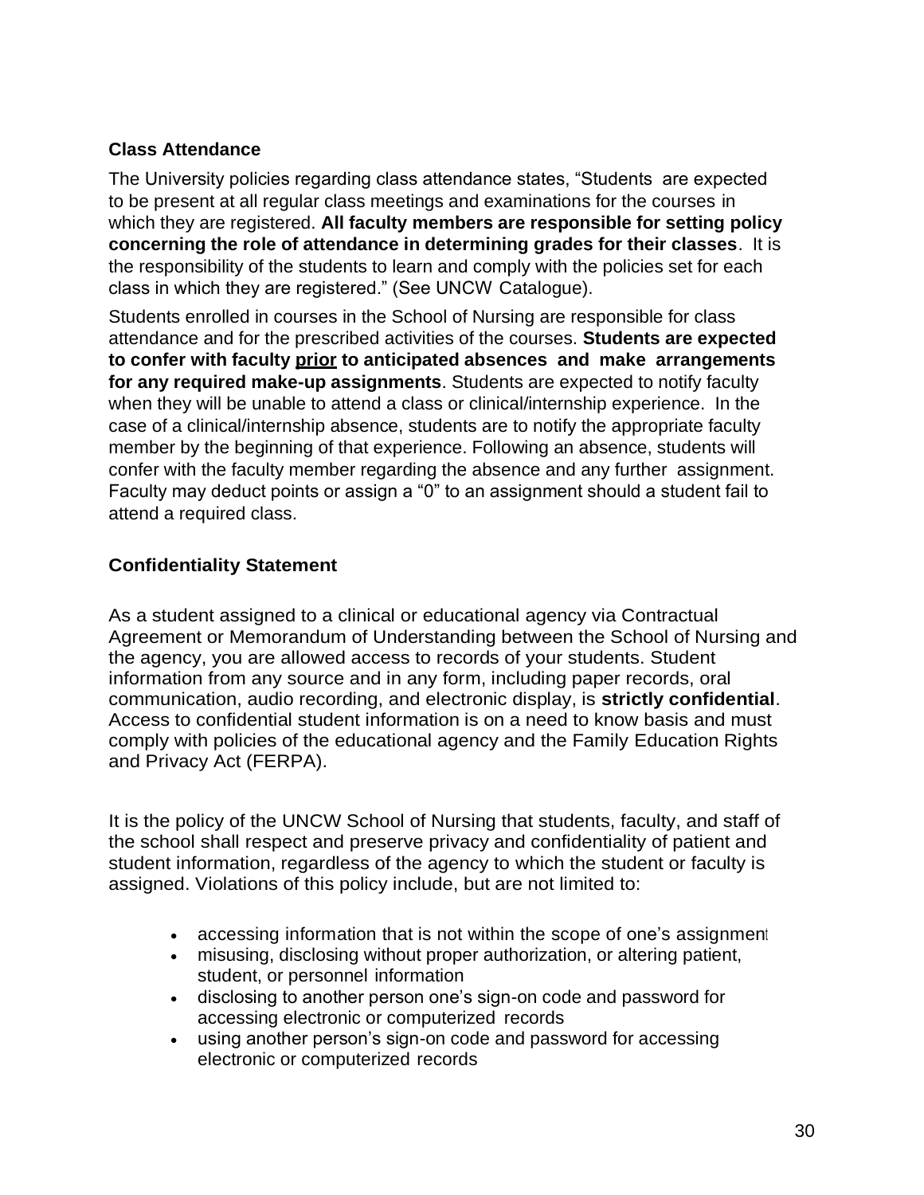### Class Attendance

The University policies regarding class attendance states, "Students are expected to be present at all regular class meetings and examinations for the courses in which they are registered. **All faculty members are responsible for setting policy concerning the role of attendance in determining grades for their classes**. It is the responsibility of the students to learn and comply with the policies set for each class in which they are registered." (See UNCW Catalogue).

Students enrolled in courses in the School of Nursing are responsible for class attendance and for the prescribed activities of the courses. **Students are expected to confer with faculty <u>prior</u> to anticipated absences and make arrangements for any required make-up assignments**. Students are expected to notify faculty when they will be unable to attend a class or clinical/internship experience. In the case of a clinical/internship absence, students are to notify the appropriate faculty member by the beginning of that experience. Following an absence, students will confer with the faculty member regarding the absence and any further assignment. Faculty may deduct points or assign a "0" to an assignment should a student fail to attend a required class.

### Confidentiality Statement

As a student assigned to a clinical or educational agency via Contractual Agreement or Memorandum of Understanding between the School of Nursing and the agency, you are allowed access to records of your students. Student information from any source and in any form, including paper records, oral communication, audio recording, and electronic display, is **strictly confidential**. Access to confidential student information is on a need to know basis and must comply with policies of the educational agency and the Family Education Rights and Privacy Act (FERPA).

It is the policy of the UNCW School of Nursing that students, faculty, and staff of the school shall respect and preserve privacy and confidentiality of patient and student information, regardless of the agency to which the student or faculty is assigned. Violations of this policy include, but are not limited to:

- accessing information that is not within the scope of one's assignment
- misusing, disclosing without proper authorization, or altering patient, student, or personnel information
- disclosing to another person one's sign-on code and password for accessing electronic or computerized records
- using another person's sign-on code and password for accessing electronic or computerized records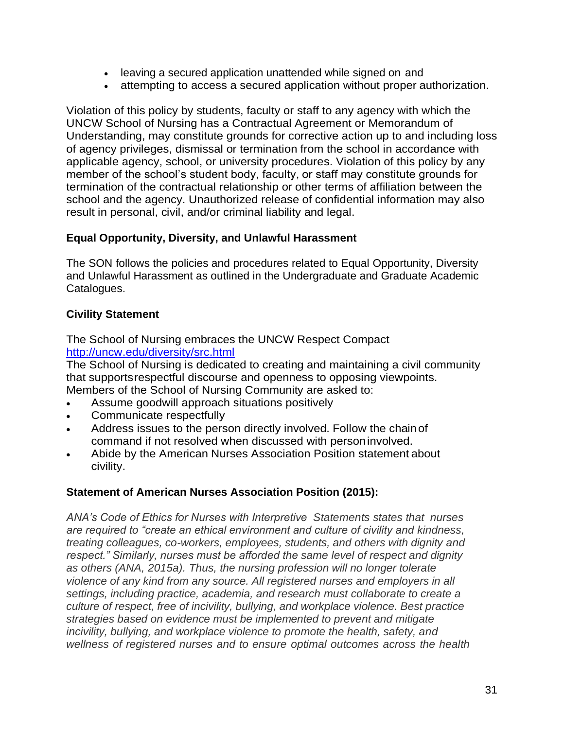- leaving a secured application unattended while signed on and
- attempting to access a secured application without proper authorization.

Violation of this policy by students, faculty or staff to any agency with which the UNCW School of Nursing has a Contractual Agreement or Memorandum of Understanding, may constitute grounds for corrective action up to and including loss of agency privileges, dismissal or termination from the school in accordance with applicable agency, school, or university procedures. Violation of this policy by any member of the school's student body, faculty, or staff may constitute grounds for termination of the contractual relationship or other terms of affiliation between the school and the agency. Unauthorized release of confidential information may also result in personal, civil, and/or criminal liability and legal.

**Equal Opportunity, Diversity, and Unlawful Harassment**

The SON follows the policies and procedures related to Equal Opportunity, Diversity and Unlawful Harassment as outlined in the Undergraduate and Graduate Academic Catalogues.

**Civility Statement**

The School of Nursing embraces the UNCW Respect Compact
http://uncw.edu/diversity/src.html
The School of Nursing is dedicated to creating and maintaining a civil community that supportsrespectful discourse and openness to opposing viewpoints.
Members of the School of Nursing Community are asked to:

- Assume goodwill approach situations positively
- Communicate respectfully
- Address issues to the person directly involved. Follow the chain of command if not resolved when discussed with person involved.
- Abide by the American Nurses Association Position statement about civility.

**Statement of American Nurses Association Position (2015):**

*ANA's Code of Ethics for Nurses with Interpretive Statements states that nurses are required to "create an ethical environment and culture of civility and kindness, treating colleagues, co-workers, employees, students, and others with dignity and respect." Similarly, nurses must be afforded the same level of respect and dignity as others (ANA, 2015a). Thus, the nursing profession will no longer tolerate violence of any kind from any source. All registered nurses and employers in all settings, including practice, academia, and research must collaborate to create a culture of respect, free of incivility, bullying, and workplace violence. Best practice strategies based on evidence must be implemented to prevent and mitigate incivility, bullying, and workplace violence to promote the health, safety, and wellness of registered nurses and to ensure optimal outcomes across the health*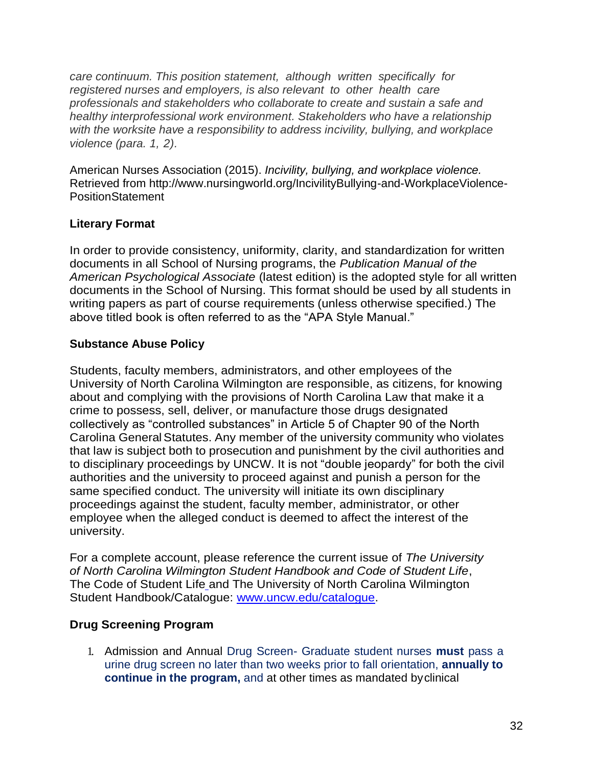*care continuum. This position statement, although written specifically for registered nurses and employers, is also relevant to other health care professionals and stakeholders who collaborate to create and sustain a safe and healthy interprofessional work environment. Stakeholders who have a relationship with the worksite have a responsibility to address incivility, bullying, and workplace violence (para. 1, 2).*

American Nurses Association (2015). *Incivility, bullying, and workplace violence.* Retrieved from http://www.nursingworld.org/IncivilityBullying-and-WorkplaceViolence-PositionStatement

**Literary Format**

In order to provide consistency, uniformity, clarity, and standardization for written documents in all School of Nursing programs, the *Publication Manual of the American Psychological Associate* (latest edition) is the adopted style for all written documents in the School of Nursing. This format should be used by all students in writing papers as part of course requirements (unless otherwise specified.) The above titled book is often referred to as the "APA Style Manual."

**Substance Abuse Policy**

Students, faculty members, administrators, and other employees of the University of North Carolina Wilmington are responsible, as citizens, for knowing about and complying with the provisions of North Carolina Law that make it a crime to possess, sell, deliver, or manufacture those drugs designated collectively as "controlled substances" in Article 5 of Chapter 90 of the North Carolina General Statutes. Any member of the university community who violates that law is subject both to prosecution and punishment by the civil authorities and to disciplinary proceedings by UNCW. It is not "double jeopardy" for both the civil authorities and the university to proceed against and punish a person for the same specified conduct. The university will initiate its own disciplinary proceedings against the student, faculty member, administrator, or other employee when the alleged conduct is deemed to affect the interest of the university.

For a complete account, please reference the current issue of *The University of North Carolina Wilmington Student Handbook and Code of Student Life*, The Code of Student Life and The University of North Carolina Wilmington Student Handbook/Catalogue: [www.uncw.edu/catalogue](http://www.uncw.edu/catalogue).

**Drug Screening Program**

1. Admission and Annual Drug Screen- Graduate student nurses **must** pass a urine drug screen no later than two weeks prior to fall orientation, **annually to continue in the program,** and at other times as mandated by clinical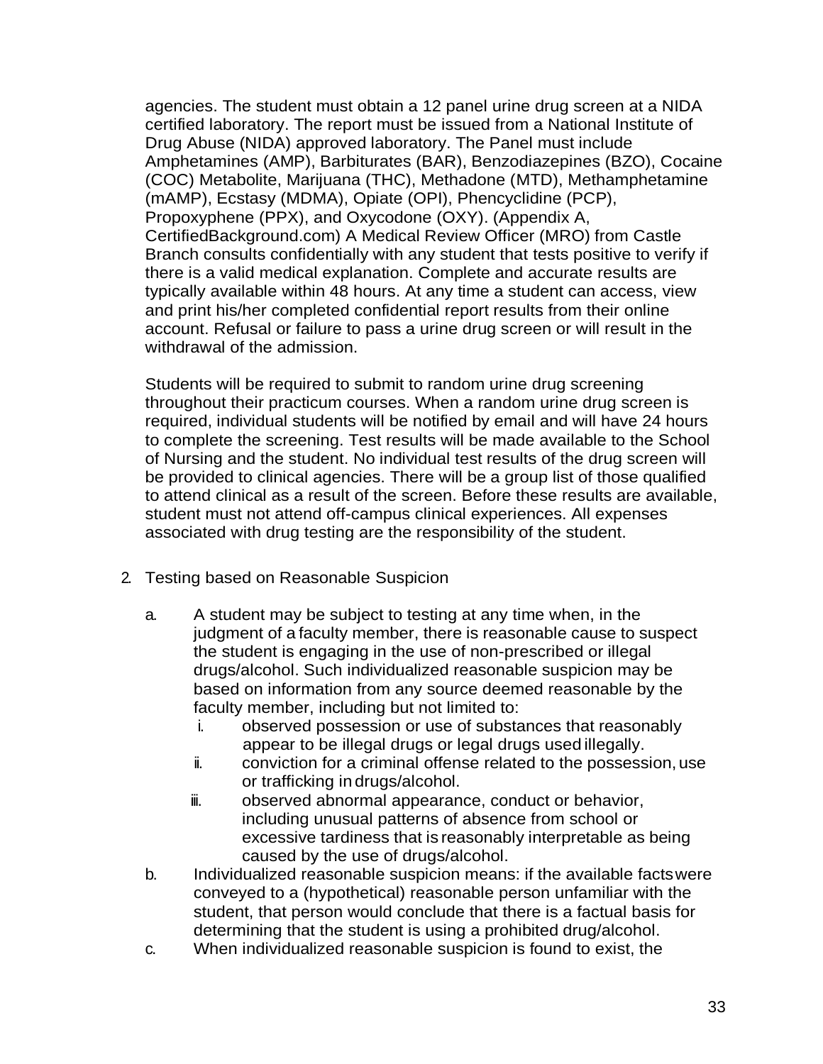agencies. The student must obtain a 12 panel urine drug screen at a NIDA certified laboratory. The report must be issued from a National Institute of Drug Abuse (NIDA) approved laboratory. The Panel must include Amphetamines (AMP), Barbiturates (BAR), Benzodiazepines (BZO), Cocaine (COC) Metabolite, Marijuana (THC), Methadone (MTD), Methamphetamine (mAMP), Ecstasy (MDMA), Opiate (OPI), Phencyclidine (PCP), Propoxyphene (PPX), and Oxycodone (OXY). (Appendix A, CertifiedBackground.com) A Medical Review Officer (MRO) from Castle Branch consults confidentially with any student that tests positive to verify if there is a valid medical explanation. Complete and accurate results are typically available within 48 hours. At any time a student can access, view and print his/her completed confidential report results from their online account. Refusal or failure to pass a urine drug screen or will result in the withdrawal of the admission.

Students will be required to submit to random urine drug screening throughout their practicum courses. When a random urine drug screen is required, individual students will be notified by email and will have 24 hours to complete the screening. Test results will be made available to the School of Nursing and the student. No individual test results of the drug screen will be provided to clinical agencies. There will be a group list of those qualified to attend clinical as a result of the screen. Before these results are available, student must not attend off-campus clinical experiences. All expenses associated with drug testing are the responsibility of the student.

2. Testing based on Reasonable Suspicion

   a. A student may be subject to testing at any time when, in the judgment of a faculty member, there is reasonable cause to suspect the student is engaging in the use of non-prescribed or illegal drugs/alcohol. Such individualized reasonable suspicion may be based on information from any source deemed reasonable by the faculty member, including but not limited to:
      i. observed possession or use of substances that reasonably appear to be illegal drugs or legal drugs used illegally.
      ii. conviction for a criminal offense related to the possession, use or trafficking in drugs/alcohol.
      iii. observed abnormal appearance, conduct or behavior, including unusual patterns of absence from school or excessive tardiness that is reasonably interpretable as being caused by the use of drugs/alcohol.
   b. Individualized reasonable suspicion means: if the available facts were conveyed to a (hypothetical) reasonable person unfamiliar with the student, that person would conclude that there is a factual basis for determining that the student is using a prohibited drug/alcohol.
   c. When individualized reasonable suspicion is found to exist, the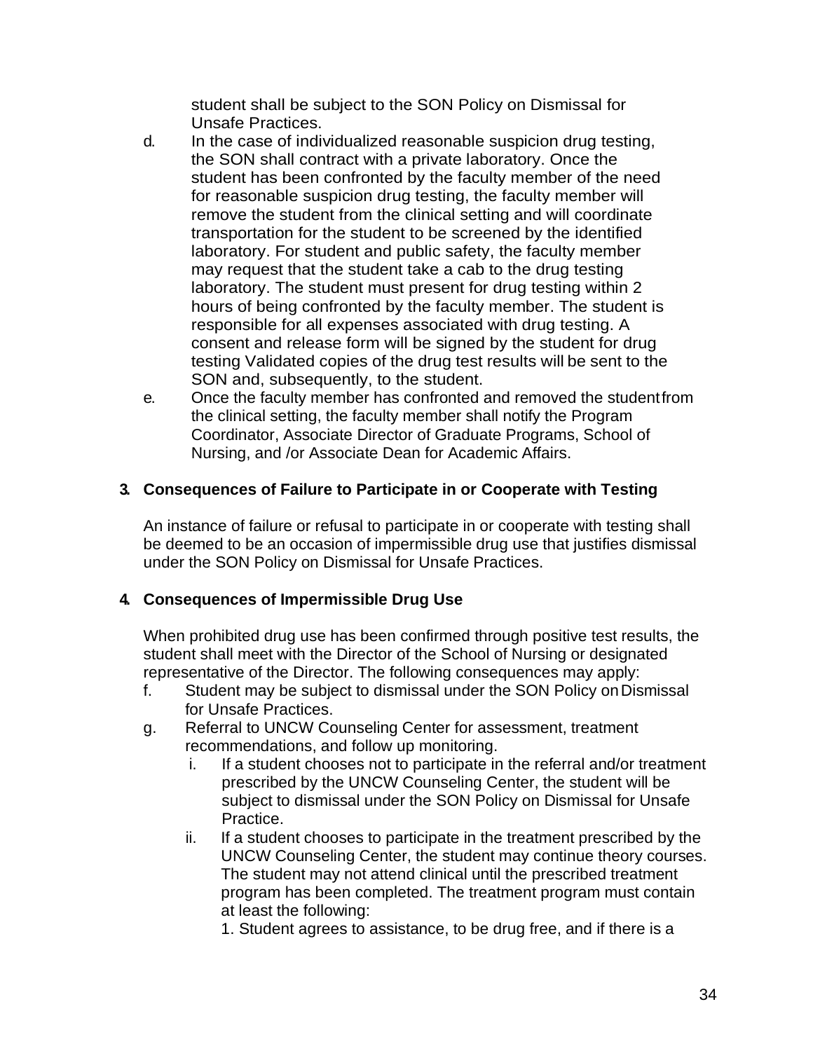student shall be subject to the SON Policy on Dismissal for Unsafe Practices.

d. In the case of individualized reasonable suspicion drug testing, the SON shall contract with a private laboratory. Once the student has been confronted by the faculty member of the need for reasonable suspicion drug testing, the faculty member will remove the student from the clinical setting and will coordinate transportation for the student to be screened by the identified laboratory. For student and public safety, the faculty member may request that the student take a cab to the drug testing laboratory. The student must present for drug testing within 2 hours of being confronted by the faculty member. The student is responsible for all expenses associated with drug testing. A consent and release form will be signed by the student for drug testing Validated copies of the drug test results will be sent to the SON and, subsequently, to the student.

e. Once the faculty member has confronted and removed the student from the clinical setting, the faculty member shall notify the Program Coordinator, Associate Director of Graduate Programs, School of Nursing, and /or Associate Dean for Academic Affairs.

**3. Consequences of Failure to Participate in or Cooperate with Testing**

An instance of failure or refusal to participate in or cooperate with testing shall be deemed to be an occasion of impermissible drug use that justifies dismissal under the SON Policy on Dismissal for Unsafe Practices.

**4. Consequences of Impermissible Drug Use**

When prohibited drug use has been confirmed through positive test results, the student shall meet with the Director of the School of Nursing or designated representative of the Director. The following consequences may apply:

f. Student may be subject to dismissal under the SON Policy on Dismissal for Unsafe Practices.

g. Referral to UNCW Counseling Center for assessment, treatment recommendations, and follow up monitoring.

   i. If a student chooses not to participate in the referral and/or treatment prescribed by the UNCW Counseling Center, the student will be subject to dismissal under the SON Policy on Dismissal for Unsafe Practice.

   ii. If a student chooses to participate in the treatment prescribed by the UNCW Counseling Center, the student may continue theory courses. The student may not attend clinical until the prescribed treatment program has been completed. The treatment program must contain at least the following:

      1. Student agrees to assistance, to be drug free, and if there is a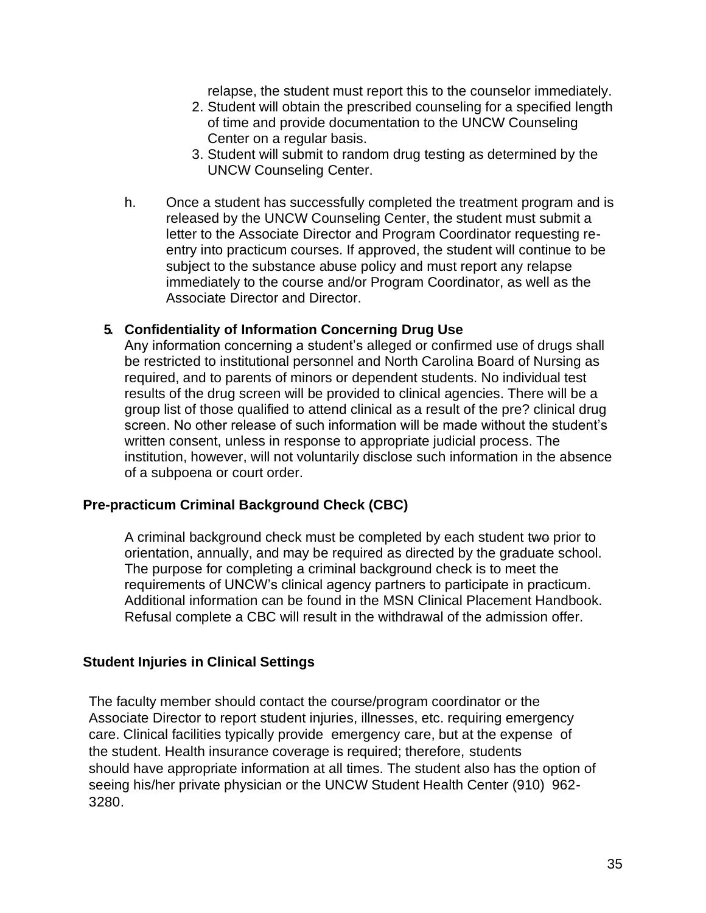relapse, the student must report this to the counselor immediately.

2. Student will obtain the prescribed counseling for a specified length of time and provide documentation to the UNCW Counseling Center on a regular basis.
3. Student will submit to random drug testing as determined by the UNCW Counseling Center.

h. Once a student has successfully completed the treatment program and is released by the UNCW Counseling Center, the student must submit a letter to the Associate Director and Program Coordinator requesting re-entry into practicum courses. If approved, the student will continue to be subject to the substance abuse policy and must report any relapse immediately to the course and/or Program Coordinator, as well as the Associate Director and Director.

**5. Confidentiality of Information Concerning Drug Use**

Any information concerning a student's alleged or confirmed use of drugs shall be restricted to institutional personnel and North Carolina Board of Nursing as required, and to parents of minors or dependent students. No individual test results of the drug screen will be provided to clinical agencies. There will be a group list of those qualified to attend clinical as a result of the pre? clinical drug screen. No other release of such information will be made without the student's written consent, unless in response to appropriate judicial process. The institution, however, will not voluntarily disclose such information in the absence of a subpoena or court order.

## Pre-practicum Criminal Background Check (CBC)

A criminal background check must be completed by each student ~~two~~ prior to orientation, annually, and may be required as directed by the graduate school. The purpose for completing a criminal background check is to meet the requirements of UNCW's clinical agency partners to participate in practicum. Additional information can be found in the MSN Clinical Placement Handbook. Refusal complete a CBC will result in the withdrawal of the admission offer.

## Student Injuries in Clinical Settings

The faculty member should contact the course/program coordinator or the Associate Director to report student injuries, illnesses, etc. requiring emergency care. Clinical facilities typically provide emergency care, but at the expense of the student. Health insurance coverage is required; therefore, students should have appropriate information at all times. The student also has the option of seeing his/her private physician or the UNCW Student Health Center (910) 962-3280.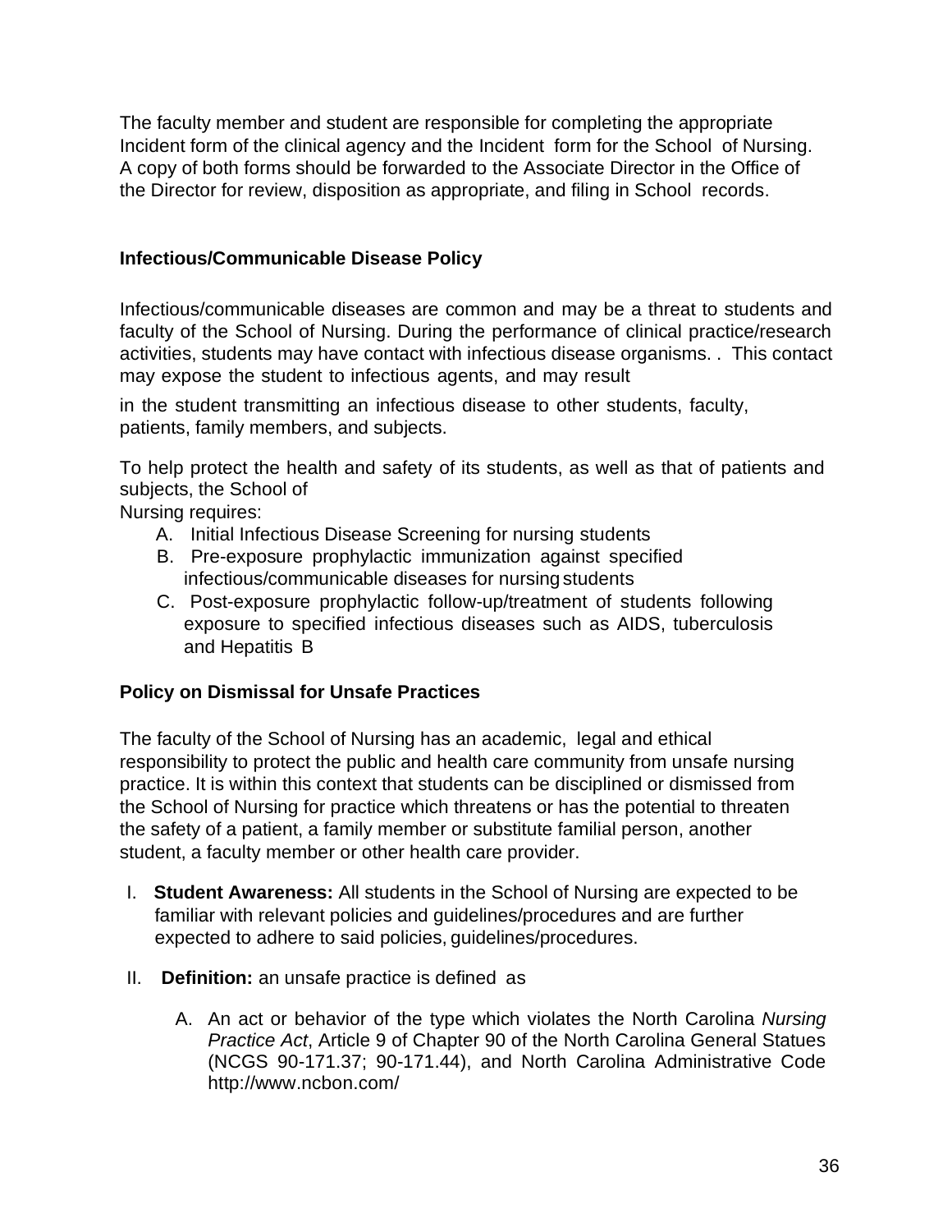The faculty member and student are responsible for completing the appropriate Incident form of the clinical agency and the Incident form for the School of Nursing. A copy of both forms should be forwarded to the Associate Director in the Office of the Director for review, disposition as appropriate, and filing in School records.

## Infectious/Communicable Disease Policy

Infectious/communicable diseases are common and may be a threat to students and faculty of the School of Nursing. During the performance of clinical practice/research activities, students may have contact with infectious disease organisms. . This contact may expose the student to infectious agents, and may result

in the student transmitting an infectious disease to other students, faculty, patients, family members, and subjects.

To help protect the health and safety of its students, as well as that of patients and subjects, the School of Nursing requires:

A. Initial Infectious Disease Screening for nursing students
B. Pre-exposure prophylactic immunization against specified infectious/communicable diseases for nursing students
C. Post-exposure prophylactic follow-up/treatment of students following exposure to specified infectious diseases such as AIDS, tuberculosis and Hepatitis B

## Policy on Dismissal for Unsafe Practices

The faculty of the School of Nursing has an academic, legal and ethical responsibility to protect the public and health care community from unsafe nursing practice. It is within this context that students can be disciplined or dismissed from the School of Nursing for practice which threatens or has the potential to threaten the safety of a patient, a family member or substitute familial person, another student, a faculty member or other health care provider.

I. **Student Awareness:** All students in the School of Nursing are expected to be familiar with relevant policies and guidelines/procedures and are further expected to adhere to said policies, guidelines/procedures.

II. **Definition:** an unsafe practice is defined as

   A. An act or behavior of the type which violates the North Carolina *Nursing Practice Act*, Article 9 of Chapter 90 of the North Carolina General Statues (NCGS 90-171.37; 90-171.44), and North Carolina Administrative Code http://www.ncbon.com/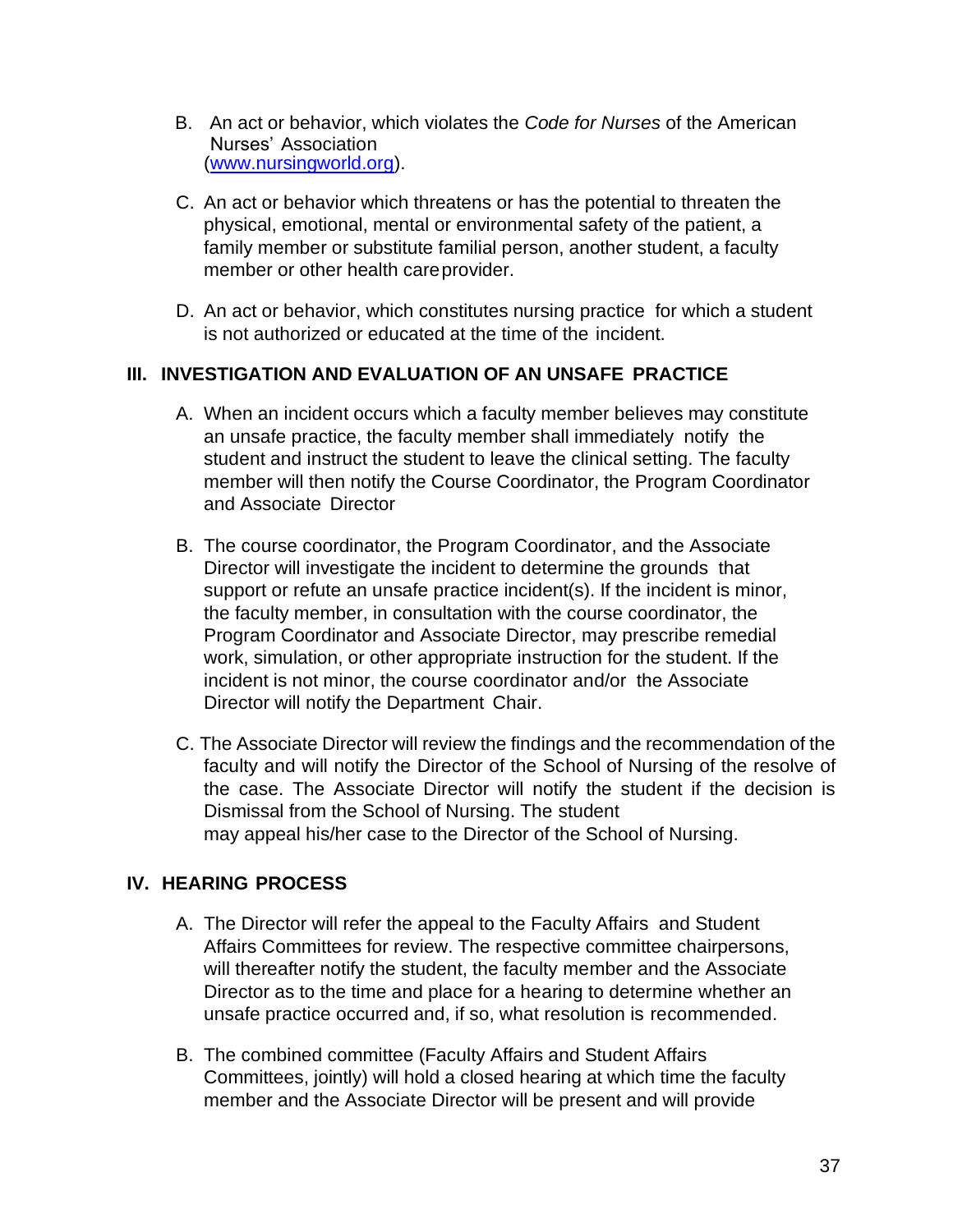B. An act or behavior, which violates the *Code for Nurses* of the American Nurses' Association (www.nursingworld.org).

C. An act or behavior which threatens or has the potential to threaten the physical, emotional, mental or environmental safety of the patient, a family member or substitute familial person, another student, a faculty member or other health care provider.

D. An act or behavior, which constitutes nursing practice for which a student is not authorized or educated at the time of the incident.

## III. INVESTIGATION AND EVALUATION OF AN UNSAFE PRACTICE

A. When an incident occurs which a faculty member believes may constitute an unsafe practice, the faculty member shall immediately notify the student and instruct the student to leave the clinical setting. The faculty member will then notify the Course Coordinator, the Program Coordinator and Associate Director

B. The course coordinator, the Program Coordinator, and the Associate Director will investigate the incident to determine the grounds that support or refute an unsafe practice incident(s). If the incident is minor, the faculty member, in consultation with the course coordinator, the Program Coordinator and Associate Director, may prescribe remedial work, simulation, or other appropriate instruction for the student. If the incident is not minor, the course coordinator and/or the Associate Director will notify the Department Chair.

C. The Associate Director will review the findings and the recommendation of the faculty and will notify the Director of the School of Nursing of the resolve of the case. The Associate Director will notify the student if the decision is Dismissal from the School of Nursing. The student may appeal his/her case to the Director of the School of Nursing.

## IV. HEARING PROCESS

A. The Director will refer the appeal to the Faculty Affairs and Student Affairs Committees for review. The respective committee chairpersons, will thereafter notify the student, the faculty member and the Associate Director as to the time and place for a hearing to determine whether an unsafe practice occurred and, if so, what resolution is recommended.

B. The combined committee (Faculty Affairs and Student Affairs Committees, jointly) will hold a closed hearing at which time the faculty member and the Associate Director will be present and will provide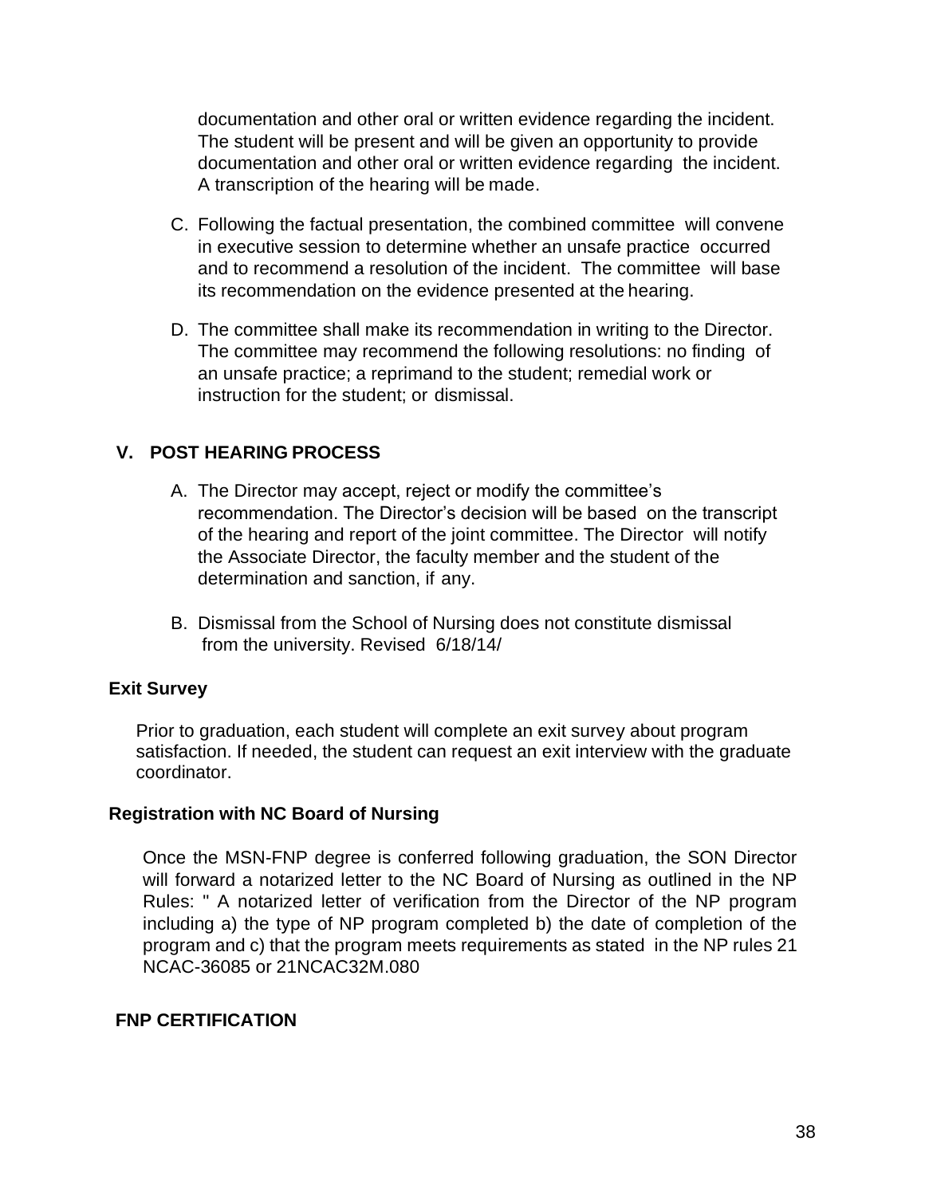documentation and other oral or written evidence regarding the incident. The student will be present and will be given an opportunity to provide documentation and other oral or written evidence regarding the incident. A transcription of the hearing will be made.

C. Following the factual presentation, the combined committee will convene in executive session to determine whether an unsafe practice occurred and to recommend a resolution of the incident. The committee will base its recommendation on the evidence presented at the hearing.

D. The committee shall make its recommendation in writing to the Director. The committee may recommend the following resolutions: no finding of an unsafe practice; a reprimand to the student; remedial work or instruction for the student; or dismissal.

### V. POST HEARING PROCESS

A. The Director may accept, reject or modify the committee's recommendation. The Director's decision will be based on the transcript of the hearing and report of the joint committee. The Director will notify the Associate Director, the faculty member and the student of the determination and sanction, if any.

B. Dismissal from the School of Nursing does not constitute dismissal from the university. Revised 6/18/14/

### Exit Survey

Prior to graduation, each student will complete an exit survey about program satisfaction. If needed, the student can request an exit interview with the graduate coordinator.

### Registration with NC Board of Nursing

Once the MSN-FNP degree is conferred following graduation, the SON Director will forward a notarized letter to the NC Board of Nursing as outlined in the NP Rules: " A notarized letter of verification from the Director of the NP program including a) the type of NP program completed b) the date of completion of the program and c) that the program meets requirements as stated in the NP rules 21 NCAC-36085 or 21NCAC32M.080

### FNP CERTIFICATION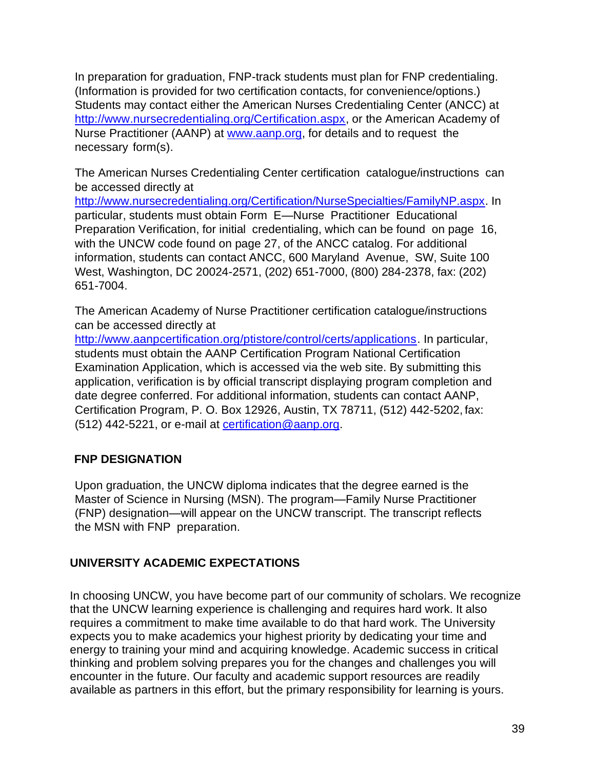In preparation for graduation, FNP-track students must plan for FNP credentialing. (Information is provided for two certification contacts, for convenience/options.) Students may contact either the American Nurses Credentialing Center (ANCC) at http://www.nursecredentialing.org/Certification.aspx, or the American Academy of Nurse Practitioner (AANP) at www.aanp.org, for details and to request the necessary form(s).

The American Nurses Credentialing Center certification catalogue/instructions can be accessed directly at http://www.nursecredentialing.org/Certification/NurseSpecialties/FamilyNP.aspx. In particular, students must obtain Form E—Nurse Practitioner Educational Preparation Verification, for initial credentialing, which can be found on page 16, with the UNCW code found on page 27, of the ANCC catalog. For additional information, students can contact ANCC, 600 Maryland Avenue, SW, Suite 100 West, Washington, DC 20024-2571, (202) 651-7000, (800) 284-2378, fax: (202) 651-7004.

The American Academy of Nurse Practitioner certification catalogue/instructions can be accessed directly at http://www.aanpcertification.org/ptistore/control/certs/applications. In particular, students must obtain the AANP Certification Program National Certification Examination Application, which is accessed via the web site. By submitting this application, verification is by official transcript displaying program completion and date degree conferred. For additional information, students can contact AANP, Certification Program, P. O. Box 12926, Austin, TX 78711, (512) 442-5202, fax: (512) 442-5221, or e-mail at certification@aanp.org.

## FNP DESIGNATION

Upon graduation, the UNCW diploma indicates that the degree earned is the Master of Science in Nursing (MSN). The program—Family Nurse Practitioner (FNP) designation—will appear on the UNCW transcript. The transcript reflects the MSN with FNP preparation.

## UNIVERSITY ACADEMIC EXPECTATIONS

In choosing UNCW, you have become part of our community of scholars. We recognize that the UNCW learning experience is challenging and requires hard work. It also requires a commitment to make time available to do that hard work. The University expects you to make academics your highest priority by dedicating your time and energy to training your mind and acquiring knowledge. Academic success in critical thinking and problem solving prepares you for the changes and challenges you will encounter in the future. Our faculty and academic support resources are readily available as partners in this effort, but the primary responsibility for learning is yours.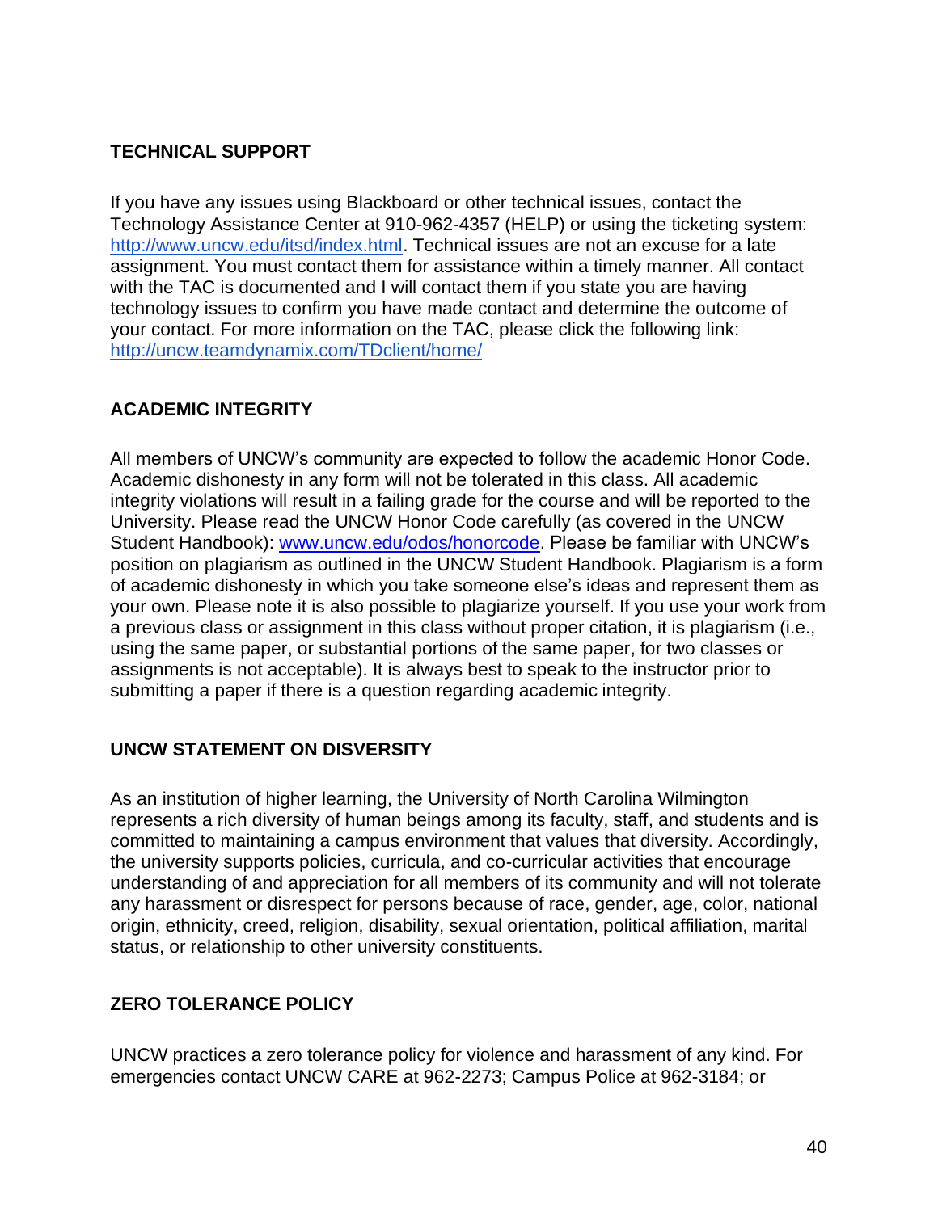## TECHNICAL SUPPORT

If you have any issues using Blackboard or other technical issues, contact the Technology Assistance Center at 910-962-4357 (HELP) or using the ticketing system: [http://www.uncw.edu/itsd/index.html](http://www.uncw.edu/itsd/index.html). Technical issues are not an excuse for a late assignment. You must contact them for assistance within a timely manner. All contact with the TAC is documented and I will contact them if you state you are having technology issues to confirm you have made contact and determine the outcome of your contact. For more information on the TAC, please click the following link: [http://uncw.teamdynamix.com/TDclient/home/](http://uncw.teamdynamix.com/TDclient/home/)

## ACADEMIC INTEGRITY

All members of UNCW's community are expected to follow the academic Honor Code. Academic dishonesty in any form will not be tolerated in this class. All academic integrity violations will result in a failing grade for the course and will be reported to the University. Please read the UNCW Honor Code carefully (as covered in the UNCW Student Handbook): [www.uncw.edu/odos/honorcode](www.uncw.edu/odos/honorcode). Please be familiar with UNCW's position on plagiarism as outlined in the UNCW Student Handbook. Plagiarism is a form of academic dishonesty in which you take someone else's ideas and represent them as your own. Please note it is also possible to plagiarize yourself. If you use your work from a previous class or assignment in this class without proper citation, it is plagiarism (i.e., using the same paper, or substantial portions of the same paper, for two classes or assignments is not acceptable). It is always best to speak to the instructor prior to submitting a paper if there is a question regarding academic integrity.

## UNCW STATEMENT ON DISVERSITY

As an institution of higher learning, the University of North Carolina Wilmington represents a rich diversity of human beings among its faculty, staff, and students and is committed to maintaining a campus environment that values that diversity. Accordingly, the university supports policies, curricula, and co-curricular activities that encourage understanding of and appreciation for all members of its community and will not tolerate any harassment or disrespect for persons because of race, gender, age, color, national origin, ethnicity, creed, religion, disability, sexual orientation, political affiliation, marital status, or relationship to other university constituents.

## ZERO TOLERANCE POLICY

UNCW practices a zero tolerance policy for violence and harassment of any kind. For emergencies contact UNCW CARE at 962-2273; Campus Police at 962-3184; or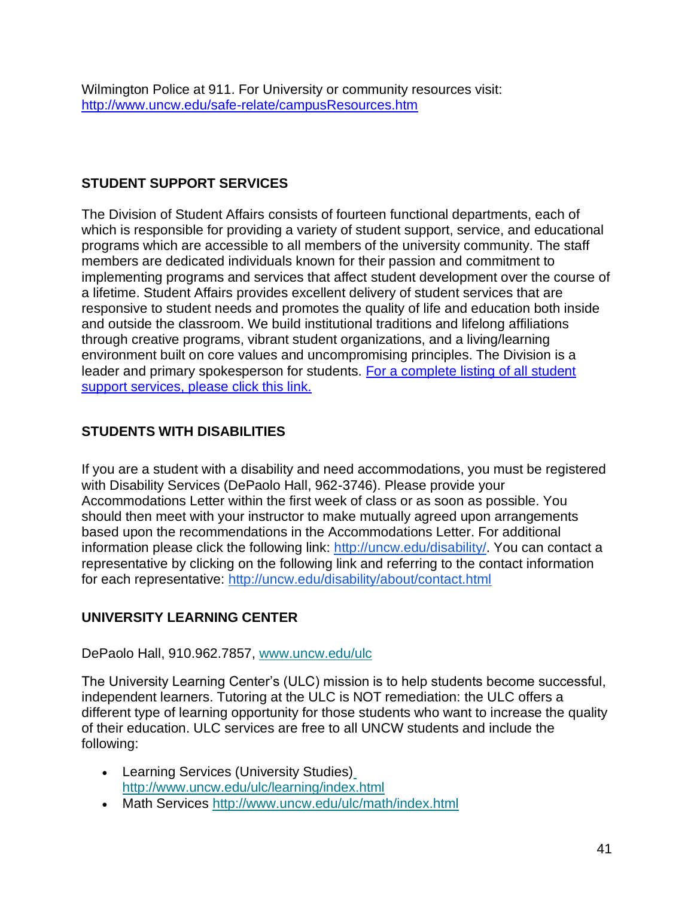Wilmington Police at 911. For University or community resources visit: [http://www.uncw.edu/safe-relate/campusResources.htm](http://www.uncw.edu/safe-relate/campusResources.htm)

## STUDENT SUPPORT SERVICES

The Division of Student Affairs consists of fourteen functional departments, each of which is responsible for providing a variety of student support, service, and educational programs which are accessible to all members of the university community. The staff members are dedicated individuals known for their passion and commitment to implementing programs and services that affect student development over the course of a lifetime. Student Affairs provides excellent delivery of student services that are responsive to student needs and promotes the quality of life and education both inside and outside the classroom. We build institutional traditions and lifelong affiliations through creative programs, vibrant student organizations, and a living/learning environment built on core values and uncompromising principles. The Division is a leader and primary spokesperson for students. For a complete listing of all student support services, please click this link.

## STUDENTS WITH DISABILITIES

If you are a student with a disability and need accommodations, you must be registered with Disability Services (DePaolo Hall, 962-3746). Please provide your Accommodations Letter within the first week of class or as soon as possible. You should then meet with your instructor to make mutually agreed upon arrangements based upon the recommendations in the Accommodations Letter. For additional information please click the following link: [http://uncw.edu/disability/](http://uncw.edu/disability/). You can contact a representative by clicking on the following link and referring to the contact information for each representative: [http://uncw.edu/disability/about/contact.html](http://uncw.edu/disability/about/contact.html)

## UNIVERSITY LEARNING CENTER

DePaolo Hall, 910.962.7857, [www.uncw.edu/ulc](http://www.uncw.edu/ulc)

The University Learning Center's (ULC) mission is to help students become successful, independent learners. Tutoring at the ULC is NOT remediation: the ULC offers a different type of learning opportunity for those students who want to increase the quality of their education. ULC services are free to all UNCW students and include the following:

- Learning Services (University Studies) [http://www.uncw.edu/ulc/learning/index.html](http://www.uncw.edu/ulc/learning/index.html)
- Math Services [http://www.uncw.edu/ulc/math/index.html](http://www.uncw.edu/ulc/math/index.html)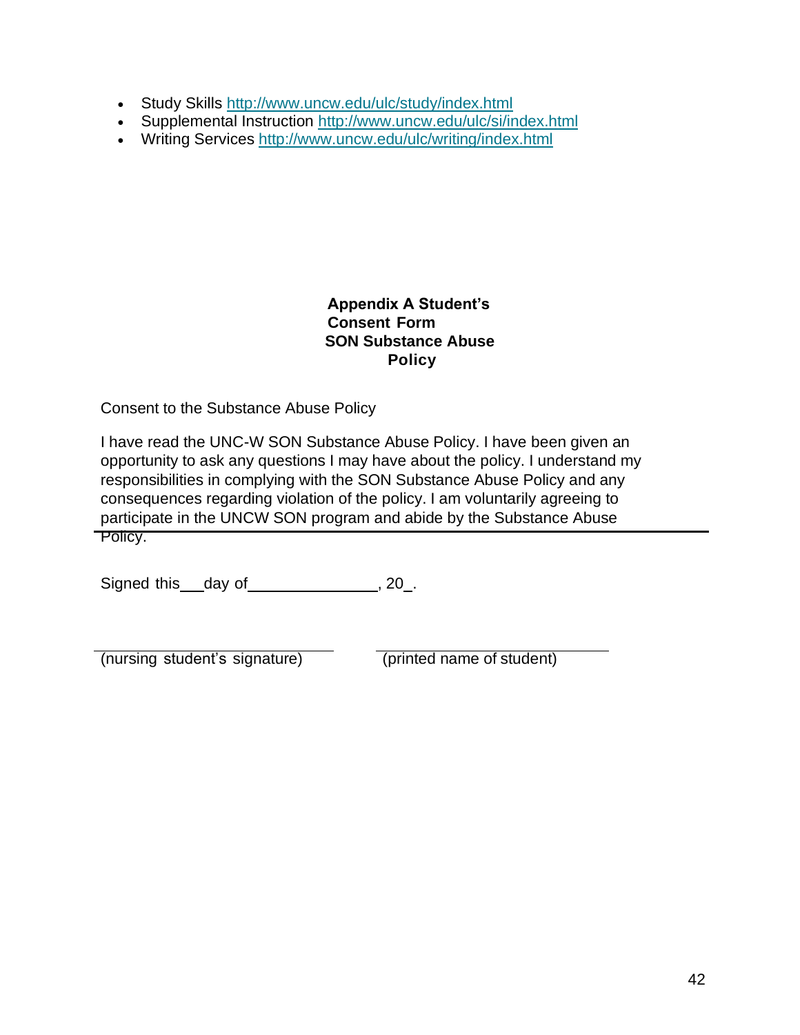- Study Skills http://www.uncw.edu/ulc/study/index.html
- Supplemental Instruction http://www.uncw.edu/ulc/si/index.html
- Writing Services http://www.uncw.edu/ulc/writing/index.html

## Appendix A Student's Consent Form SON Substance Abuse Policy

Consent to the Substance Abuse Policy

I have read the UNC-W SON Substance Abuse Policy. I have been given an opportunity to ask any questions I may have about the policy. I understand my responsibilities in complying with the SON Substance Abuse Policy and any consequences regarding violation of the policy. I am voluntarily agreeing to participate in the UNCW SON program and abide by the Substance Abuse Policy.

Signed this\_\_\_day of\_\_\_\_\_\_\_\_\_\_\_\_\_\_\_, 20\_.

\_\_\_\_\_\_\_\_\_\_\_\_\_\_\_\_\_\_\_\_\_\_\_\_\_\_\_\_ (nursing student's signature)

\_\_\_\_\_\_\_\_\_\_\_\_\_\_\_\_\_\_\_\_\_\_\_\_\_\_\_\_ (printed name of student)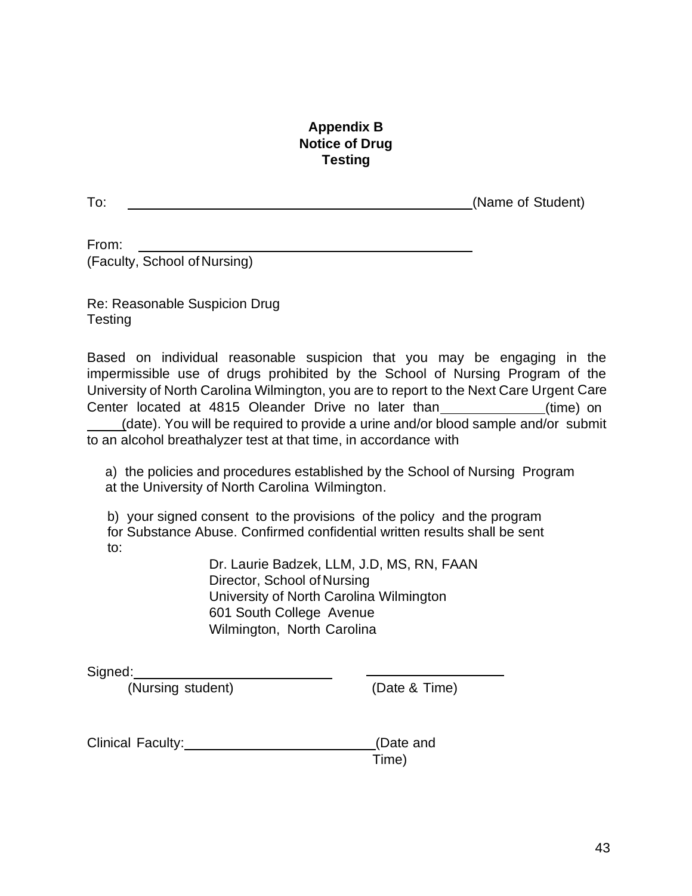**Appendix B**
**Notice of Drug Testing**

To: ______________________________ (Name of Student)

From: ______________________________
(Faculty, School of Nursing)

Re: Reasonable Suspicion Drug Testing

Based on individual reasonable suspicion that you may be engaging in the impermissible use of drugs prohibited by the School of Nursing Program of the University of North Carolina Wilmington, you are to report to the Next Care Urgent Care Center located at 4815 Oleander Drive no later than __________ (time) on _____ (date). You will be required to provide a urine and/or blood sample and/or submit to an alcohol breathalyzer test at that time, in accordance with

a) the policies and procedures established by the School of Nursing Program at the University of North Carolina Wilmington.

b) your signed consent to the provisions of the policy and the program for Substance Abuse. Confirmed confidential written results shall be sent to:

Dr. Laurie Badzek, LLM, J.D, MS, RN, FAAN
Director, School of Nursing
University of North Carolina Wilmington
601 South College Avenue
Wilmington, North Carolina

Signed: ______________________ ______________________
(Nursing student) (Date & Time)

Clinical Faculty: ______________________ (Date and Time)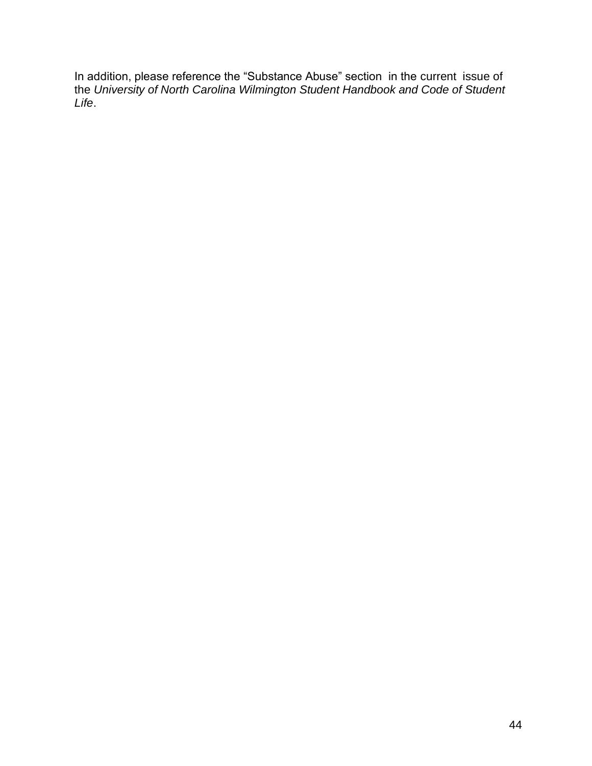In addition, please reference the "Substance Abuse" section in the current issue of the *University of North Carolina Wilmington Student Handbook and Code of Student Life*.